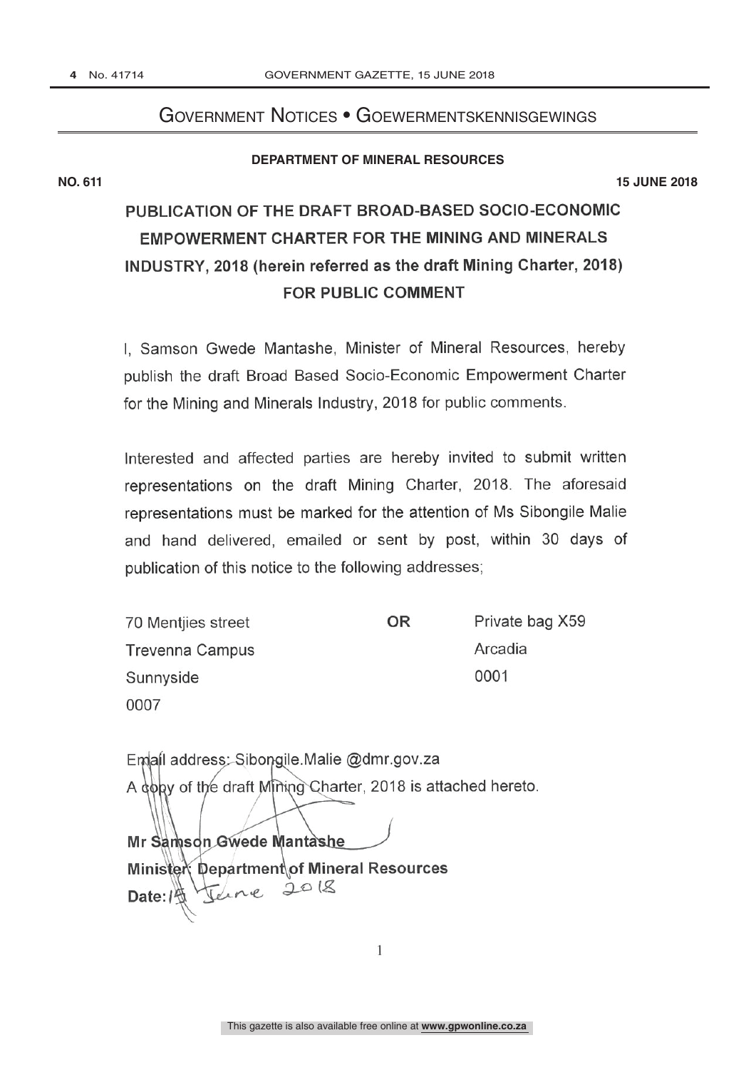# Government Notices • Goewermentskennisgewings

**DEPARTMENT OF MINERAL RESOURCES**

**NO. 611** **15 JUNE 2018**

## PUBLICATION OF THE DRAFT BROAD-BASED SOCIO-ECONOMIC EMPOWERMENT CHARTER FOR THE MINING AND MINERALS INDUSTRY, 2018 (herein referred as the draft Mining Charter, 2018) FOR PUBLIC COMMENT

I, Samson Gwede Mantashe, Minister of Mineral Resources, hereby publish the draft Broad Based Socio-Economic Empowerment Charter for the Mining and Minerals Industry, 2018 for public comments.

Interested and affected parties are hereby invited to submit written representations on the draft Mining Charter, 2018. The aforesaid representations must be marked for the attention of Ms Sibongile Malie and hand delivered, emailed or sent by post, within 30 days of publication of this notice to the following addresses;

| 70 Mentjies street | **OR** | Private bag X59 |
|---|---|---|
| Trevenna Campus | | Arcadia |
| Sunnyside | | 0001 |
| 0007 | | |

Email address: Sibongile.Malie @dmr.gov.za

A copy of the draft Mining Charter, 2018 is attached hereto.

**Mr Samson Gwede Mantashe**
**Minister: Department of Mineral Resources**
**Date:** 15 June 2018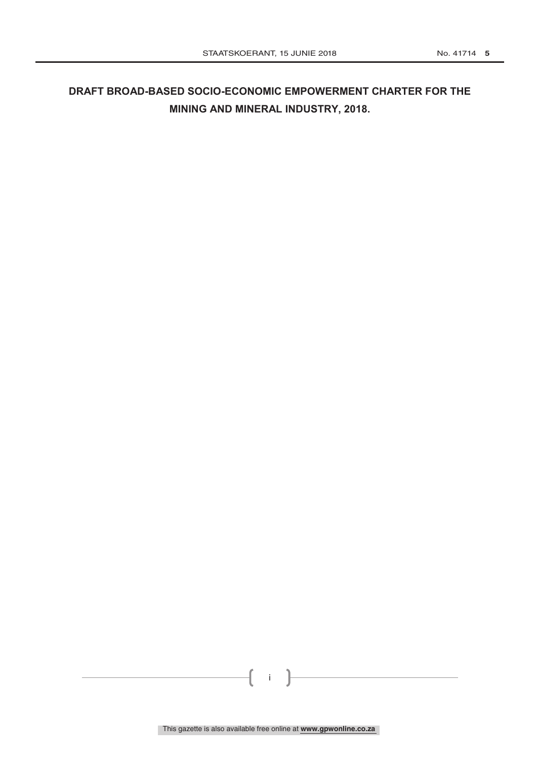# DRAFT BROAD-BASED SOCIO-ECONOMIC EMPOWERMENT CHARTER FOR THE MINING AND MINERAL INDUSTRY, 2018.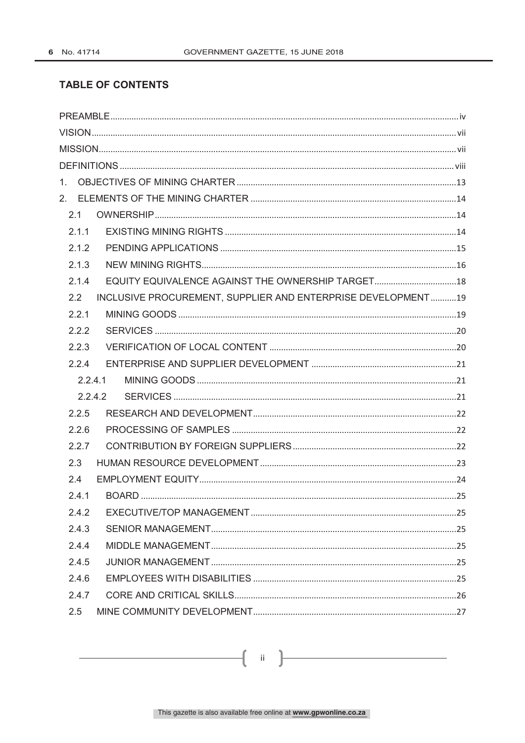## TABLE OF CONTENTS

| | |
|---|---|
| PREAMBLE | iv |
| VISION | vii |
| MISSION | vii |
| DEFINITIONS | viii |
| 1. OBJECTIVES OF MINING CHARTER | 13 |
| 2. ELEMENTS OF THE MINING CHARTER | 14 |
| 2.1 OWNERSHIP | 14 |
| 2.1.1 EXISTING MINING RIGHTS | 14 |
| 2.1.2 PENDING APPLICATIONS | 15 |
| 2.1.3 NEW MINING RIGHTS | 16 |
| 2.1.4 EQUITY EQUIVALENCE AGAINST THE OWNERSHIP TARGET | 18 |
| 2.2 INCLUSIVE PROCUREMENT, SUPPLIER AND ENTERPRISE DEVELOPMENT | 19 |
| 2.2.1 MINING GOODS | 19 |
| 2.2.2 SERVICES | 20 |
| 2.2.3 VERIFICATION OF LOCAL CONTENT | 20 |
| 2.2.4 ENTERPRISE AND SUPPLIER DEVELOPMENT | 21 |
| 2.2.4.1 MINING GOODS | 21 |
| 2.2.4.2 SERVICES | 21 |
| 2.2.5 RESEARCH AND DEVELOPMENT | 22 |
| 2.2.6 PROCESSING OF SAMPLES | 22 |
| 2.2.7 CONTRIBUTION BY FOREIGN SUPPLIERS | 22 |
| 2.3 HUMAN RESOURCE DEVELOPMENT | 23 |
| 2.4 EMPLOYMENT EQUITY | 24 |
| 2.4.1 BOARD | 25 |
| 2.4.2 EXECUTIVE/TOP MANAGEMENT | 25 |
| 2.4.3 SENIOR MANAGEMENT | 25 |
| 2.4.4 MIDDLE MANAGEMENT | 25 |
| 2.4.5 JUNIOR MANAGEMENT | 25 |
| 2.4.6 EMPLOYEES WITH DISABILITIES | 25 |
| 2.4.7 CORE AND CRITICAL SKILLS | 26 |
| 2.5 MINE COMMUNITY DEVELOPMENT | 27 |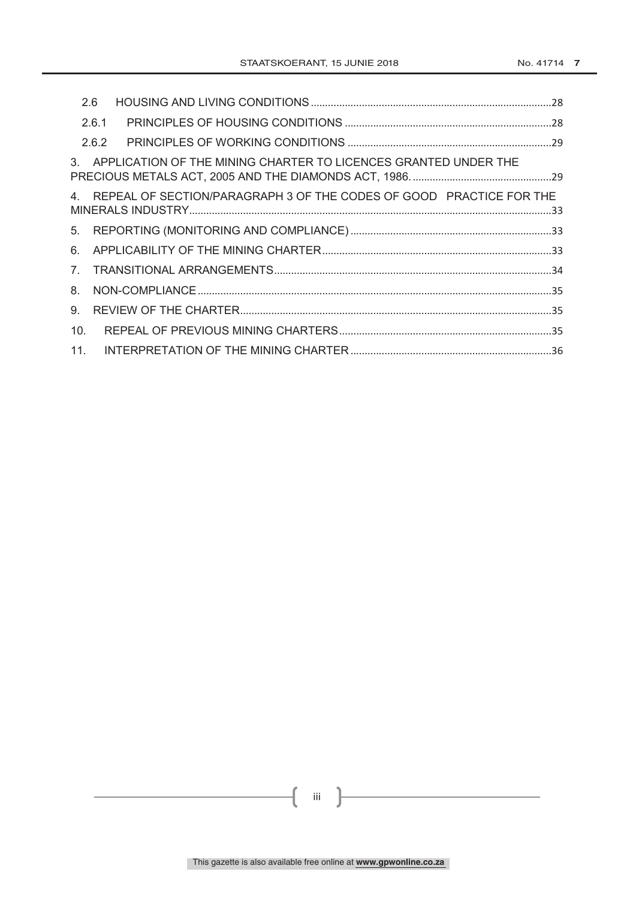2.6 HOUSING AND LIVING CONDITIONS ..................................................................................28

2.6.1 PRINCIPLES OF HOUSING CONDITIONS ........................................................................28

2.6.2 PRINCIPLES OF WORKING CONDITIONS .......................................................................29

3. APPLICATION OF THE MINING CHARTER TO LICENCES GRANTED UNDER THE PRECIOUS METALS ACT, 2005 AND THE DIAMONDS ACT, 1986. ................................................29

4. REPEAL OF SECTION/PARAGRAPH 3 OF THE CODES OF GOOD PRACTICE FOR THE MINERALS INDUSTRY..............................................................................................................................33

5. REPORTING (MONITORING AND COMPLIANCE) ......................................................................33

6. APPLICABILITY OF THE MINING CHARTER ...............................................................................33

7. TRANSITIONAL ARRANGEMENTS...............................................................................................34

8. NON-COMPLIANCE .........................................................................................................................35

9. REVIEW OF THE CHARTER...........................................................................................................35

10. REPEAL OF PREVIOUS MINING CHARTERS.........................................................................35

11. INTERPRETATION OF THE MINING CHARTER ......................................................................36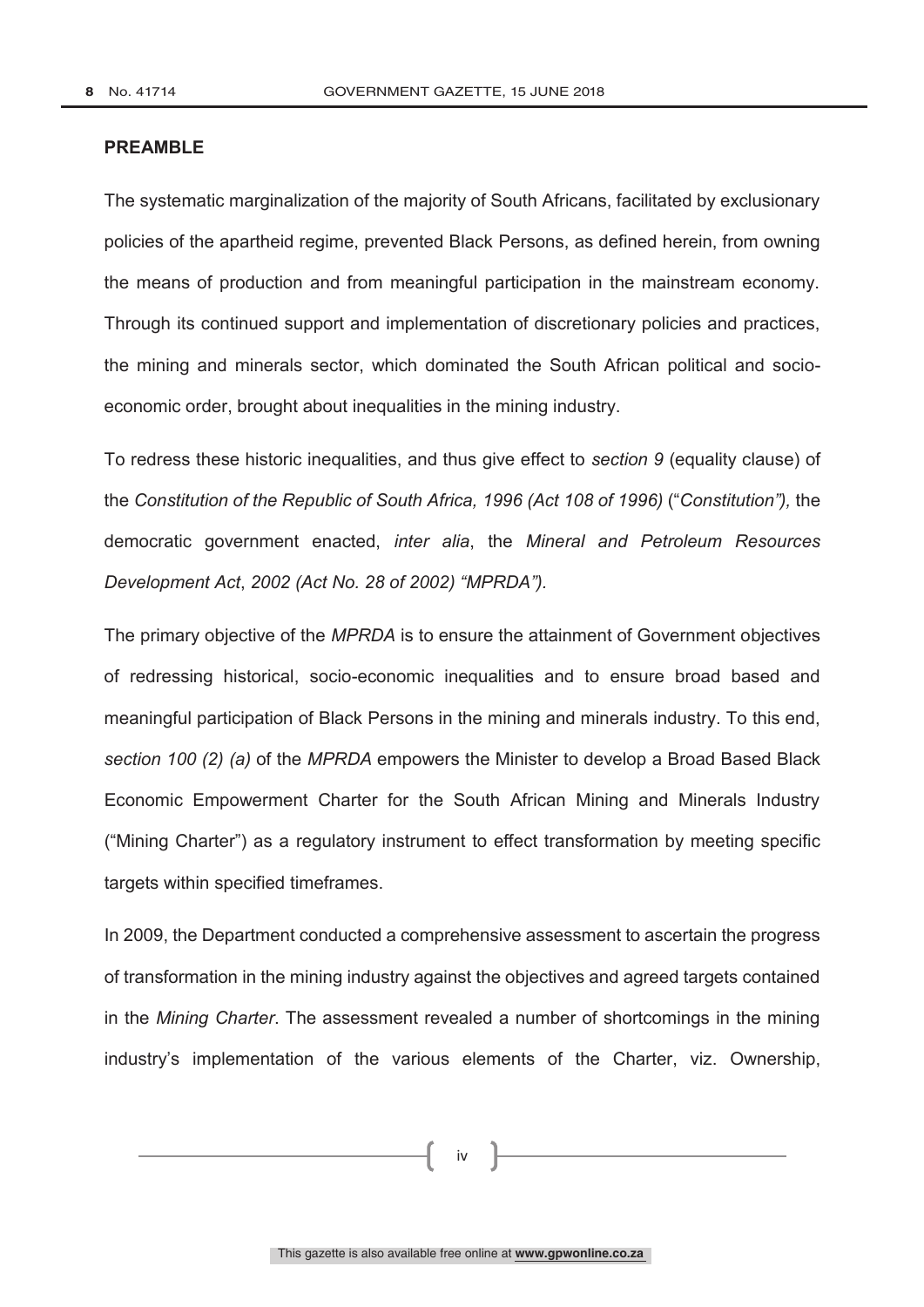## PREAMBLE

The systematic marginalization of the majority of South Africans, facilitated by exclusionary policies of the apartheid regime, prevented Black Persons, as defined herein, from owning the means of production and from meaningful participation in the mainstream economy. Through its continued support and implementation of discretionary policies and practices, the mining and minerals sector, which dominated the South African political and socio-economic order, brought about inequalities in the mining industry.

To redress these historic inequalities, and thus give effect to *section 9* (equality clause) of the *Constitution of the Republic of South Africa, 1996 (Act 108 of 1996)* ("*Constitution"),* the democratic government enacted, *inter alia*, the *Mineral and Petroleum Resources Development Act*, *2002 (Act No. 28 of 2002) "MPRDA")*.

The primary objective of the *MPRDA* is to ensure the attainment of Government objectives of redressing historical, socio-economic inequalities and to ensure broad based and meaningful participation of Black Persons in the mining and minerals industry. To this end, *section 100 (2) (a)* of the *MPRDA* empowers the Minister to develop a Broad Based Black Economic Empowerment Charter for the South African Mining and Minerals Industry ("Mining Charter") as a regulatory instrument to effect transformation by meeting specific targets within specified timeframes.

In 2009, the Department conducted a comprehensive assessment to ascertain the progress of transformation in the mining industry against the objectives and agreed targets contained in the *Mining Charter*. The assessment revealed a number of shortcomings in the mining industry's implementation of the various elements of the Charter, viz. Ownership,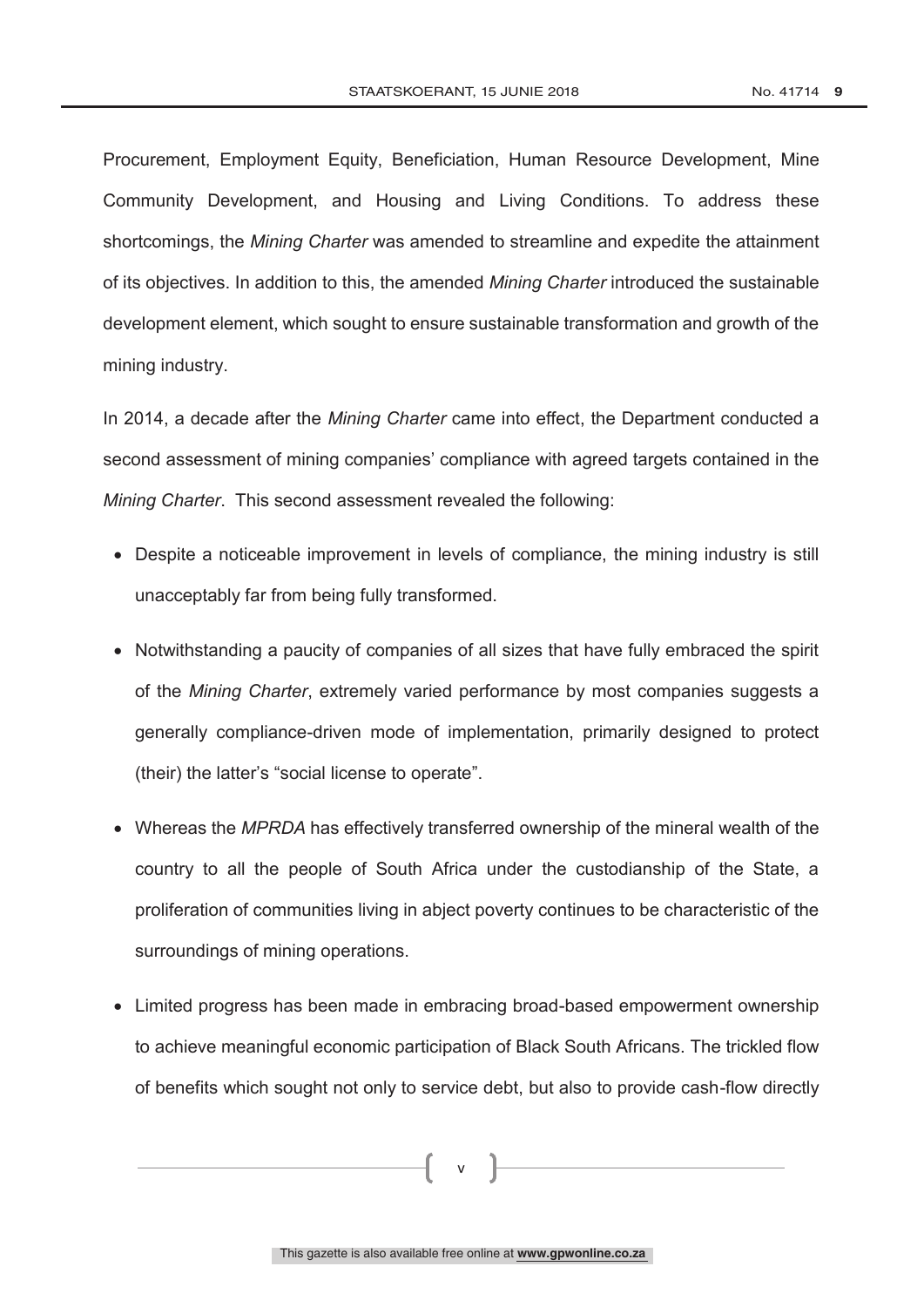Procurement, Employment Equity, Beneficiation, Human Resource Development, Mine Community Development, and Housing and Living Conditions. To address these shortcomings, the *Mining Charter* was amended to streamline and expedite the attainment of its objectives. In addition to this, the amended *Mining Charter* introduced the sustainable development element, which sought to ensure sustainable transformation and growth of the mining industry.

In 2014, a decade after the *Mining Charter* came into effect, the Department conducted a second assessment of mining companies' compliance with agreed targets contained in the *Mining Charter*. This second assessment revealed the following:

- Despite a noticeable improvement in levels of compliance, the mining industry is still unacceptably far from being fully transformed.
- Notwithstanding a paucity of companies of all sizes that have fully embraced the spirit of the *Mining Charter*, extremely varied performance by most companies suggests a generally compliance-driven mode of implementation, primarily designed to protect (their) the latter's "social license to operate".
- Whereas the *MPRDA* has effectively transferred ownership of the mineral wealth of the country to all the people of South Africa under the custodianship of the State, a proliferation of communities living in abject poverty continues to be characteristic of the surroundings of mining operations.
- Limited progress has been made in embracing broad-based empowerment ownership to achieve meaningful economic participation of Black South Africans. The trickled flow of benefits which sought not only to service debt, but also to provide cash-flow directly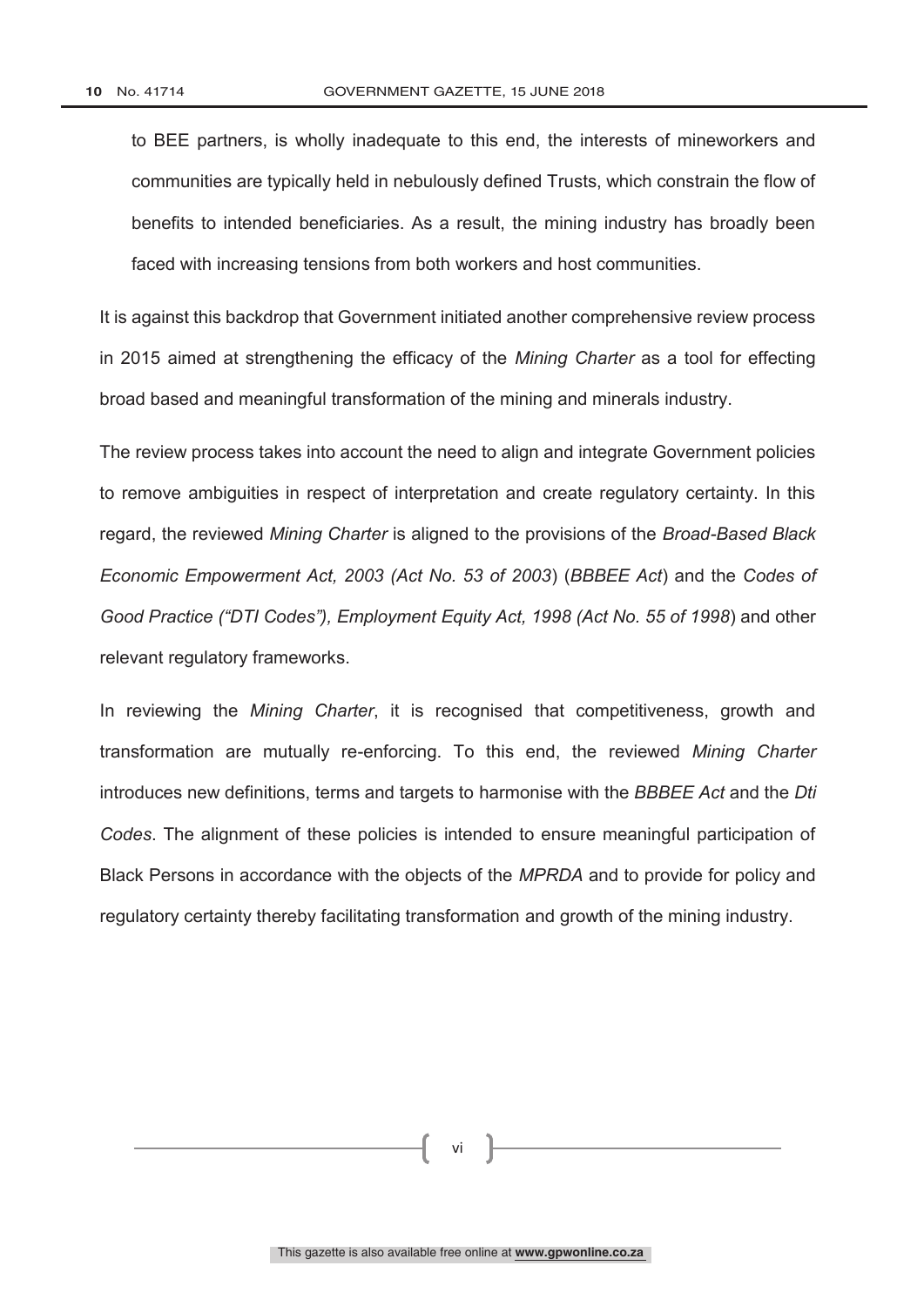to BEE partners, is wholly inadequate to this end, the interests of mineworkers and communities are typically held in nebulously defined Trusts, which constrain the flow of benefits to intended beneficiaries. As a result, the mining industry has broadly been faced with increasing tensions from both workers and host communities.

It is against this backdrop that Government initiated another comprehensive review process in 2015 aimed at strengthening the efficacy of the *Mining Charter* as a tool for effecting broad based and meaningful transformation of the mining and minerals industry.

The review process takes into account the need to align and integrate Government policies to remove ambiguities in respect of interpretation and create regulatory certainty. In this regard, the reviewed *Mining Charter* is aligned to the provisions of the *Broad-Based Black Economic Empowerment Act, 2003 (Act No. 53 of 2003*) (*BBBEE Act*) and the *Codes of Good Practice ("DTI Codes"), Employment Equity Act, 1998 (Act No. 55 of 1998*) and other relevant regulatory frameworks.

In reviewing the *Mining Charter*, it is recognised that competitiveness, growth and transformation are mutually re-enforcing. To this end, the reviewed *Mining Charter* introduces new definitions, terms and targets to harmonise with the *BBBEE Act* and the *Dti Codes*. The alignment of these policies is intended to ensure meaningful participation of Black Persons in accordance with the objects of the *MPRDA* and to provide for policy and regulatory certainty thereby facilitating transformation and growth of the mining industry.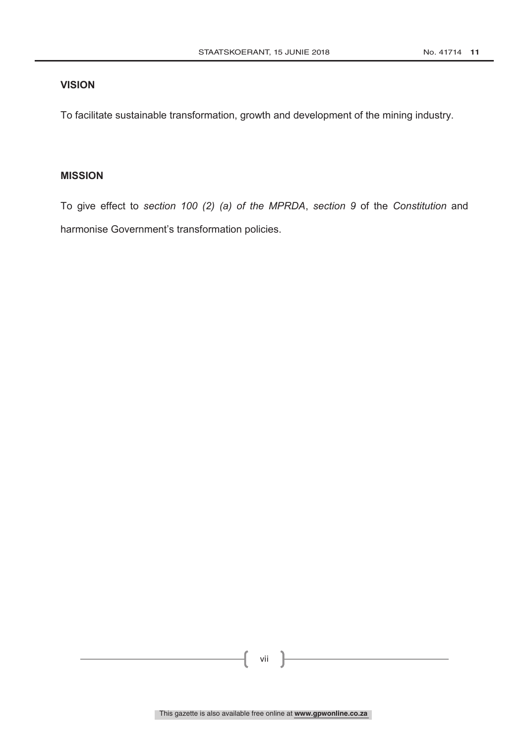## VISION

To facilitate sustainable transformation, growth and development of the mining industry.

## MISSION

To give effect to *section 100 (2) (a) of the MPRDA*, *section 9* of the *Constitution* and harmonise Government's transformation policies.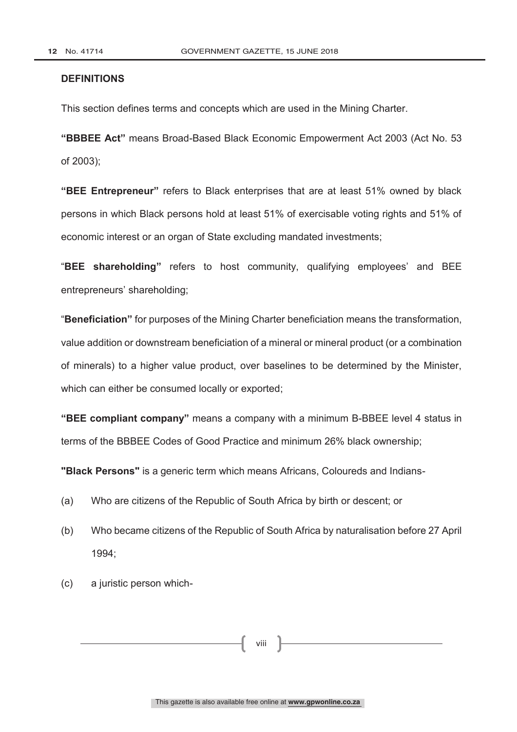## DEFINITIONS

This section defines terms and concepts which are used in the Mining Charter.

**"BBBEE Act"** means Broad-Based Black Economic Empowerment Act 2003 (Act No. 53 of 2003);

**"BEE Entrepreneur"** refers to Black enterprises that are at least 51% owned by black persons in which Black persons hold at least 51% of exercisable voting rights and 51% of economic interest or an organ of State excluding mandated investments;

"**BEE shareholding"** refers to host community, qualifying employees' and BEE entrepreneurs' shareholding;

"**Beneficiation"** for purposes of the Mining Charter beneficiation means the transformation, value addition or downstream beneficiation of a mineral or mineral product (or a combination of minerals) to a higher value product, over baselines to be determined by the Minister, which can either be consumed locally or exported;

**"BEE compliant company"** means a company with a minimum B-BBEE level 4 status in terms of the BBBEE Codes of Good Practice and minimum 26% black ownership;

**"Black Persons"** is a generic term which means Africans, Coloureds and Indians-

(a) Who are citizens of the Republic of South Africa by birth or descent; or

(b) Who became citizens of the Republic of South Africa by naturalisation before 27 April 1994;

(c) a juristic person which-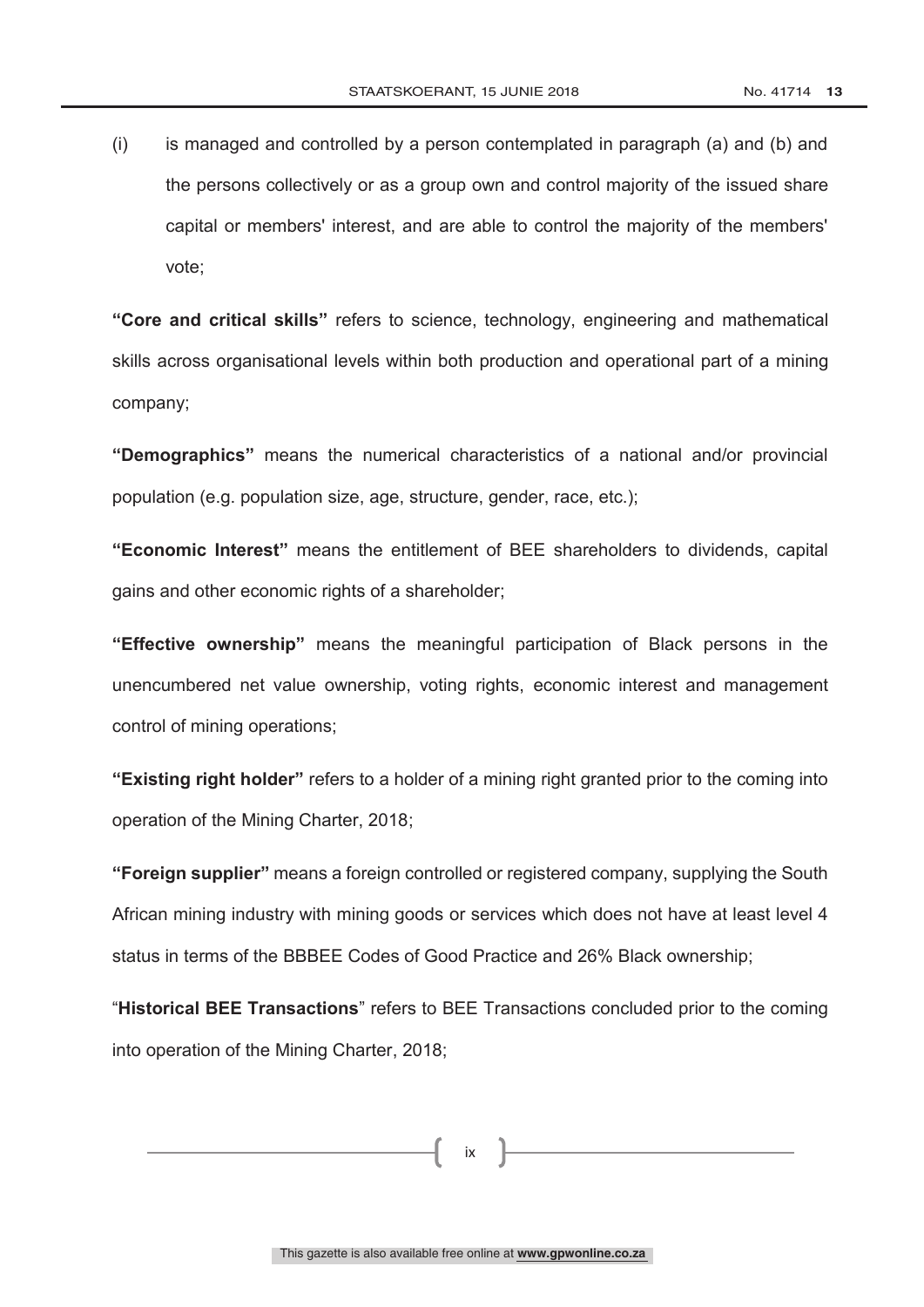(i) is managed and controlled by a person contemplated in paragraph (a) and (b) and the persons collectively or as a group own and control majority of the issued share capital or members' interest, and are able to control the majority of the members' vote;

**"Core and critical skills"** refers to science, technology, engineering and mathematical skills across organisational levels within both production and operational part of a mining company;

**"Demographics"** means the numerical characteristics of a national and/or provincial population (e.g. population size, age, structure, gender, race, etc.);

**"Economic Interest"** means the entitlement of BEE shareholders to dividends, capital gains and other economic rights of a shareholder;

**"Effective ownership"** means the meaningful participation of Black persons in the unencumbered net value ownership, voting rights, economic interest and management control of mining operations;

**"Existing right holder"** refers to a holder of a mining right granted prior to the coming into operation of the Mining Charter, 2018;

**"Foreign supplier"** means a foreign controlled or registered company, supplying the South African mining industry with mining goods or services which does not have at least level 4 status in terms of the BBBEE Codes of Good Practice and 26% Black ownership;

"**Historical BEE Transactions**" refers to BEE Transactions concluded prior to the coming into operation of the Mining Charter, 2018;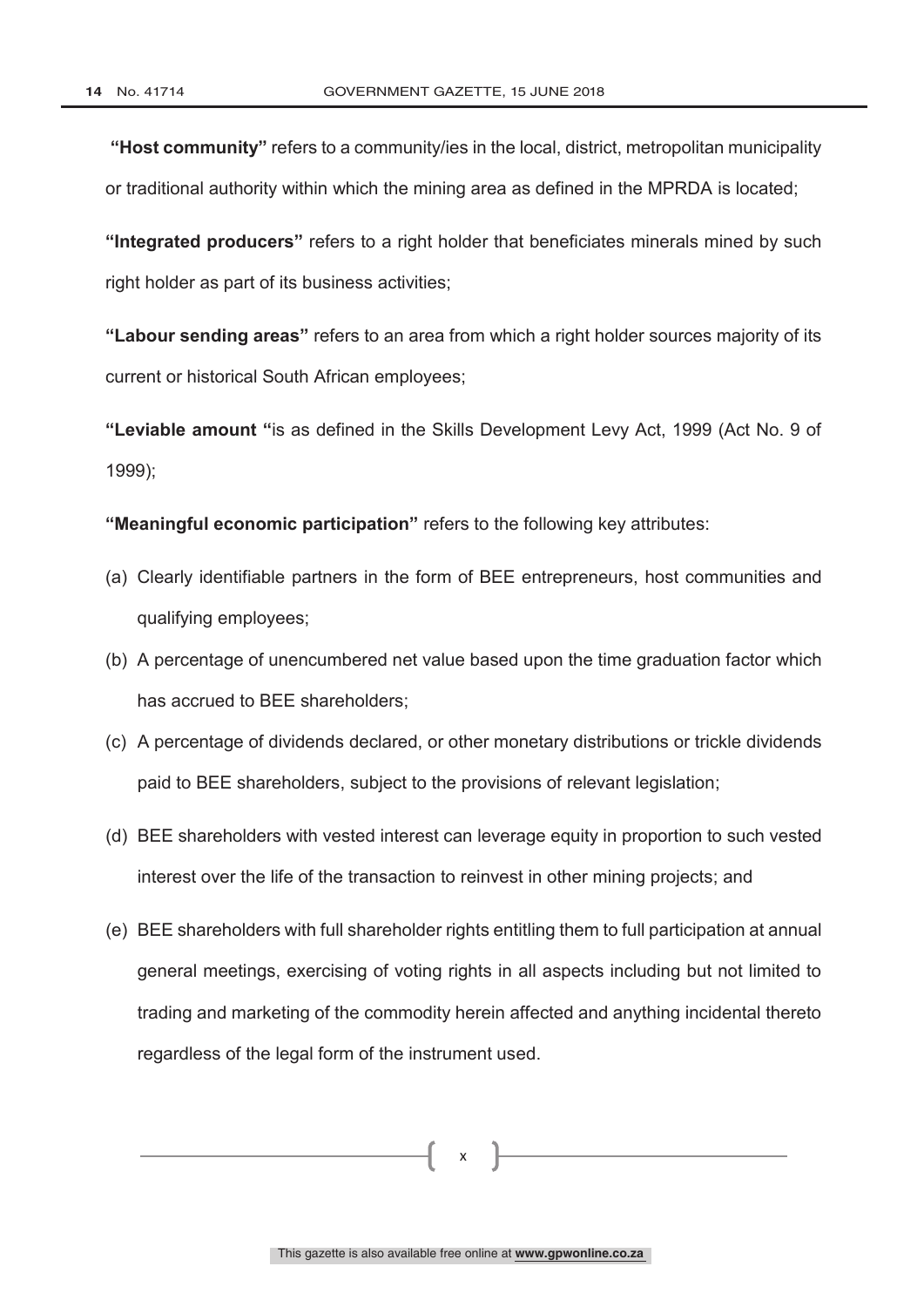**"Host community"** refers to a community/ies in the local, district, metropolitan municipality or traditional authority within which the mining area as defined in the MPRDA is located;

**"Integrated producers"** refers to a right holder that beneficiates minerals mined by such right holder as part of its business activities;

**"Labour sending areas"** refers to an area from which a right holder sources majority of its current or historical South African employees;

**"Leviable amount "**is as defined in the Skills Development Levy Act, 1999 (Act No. 9 of 1999);

**"Meaningful economic participation"** refers to the following key attributes:

(a) Clearly identifiable partners in the form of BEE entrepreneurs, host communities and qualifying employees;

(b) A percentage of unencumbered net value based upon the time graduation factor which has accrued to BEE shareholders;

(c) A percentage of dividends declared, or other monetary distributions or trickle dividends paid to BEE shareholders, subject to the provisions of relevant legislation;

(d) BEE shareholders with vested interest can leverage equity in proportion to such vested interest over the life of the transaction to reinvest in other mining projects; and

(e) BEE shareholders with full shareholder rights entitling them to full participation at annual general meetings, exercising of voting rights in all aspects including but not limited to trading and marketing of the commodity herein affected and anything incidental thereto regardless of the legal form of the instrument used.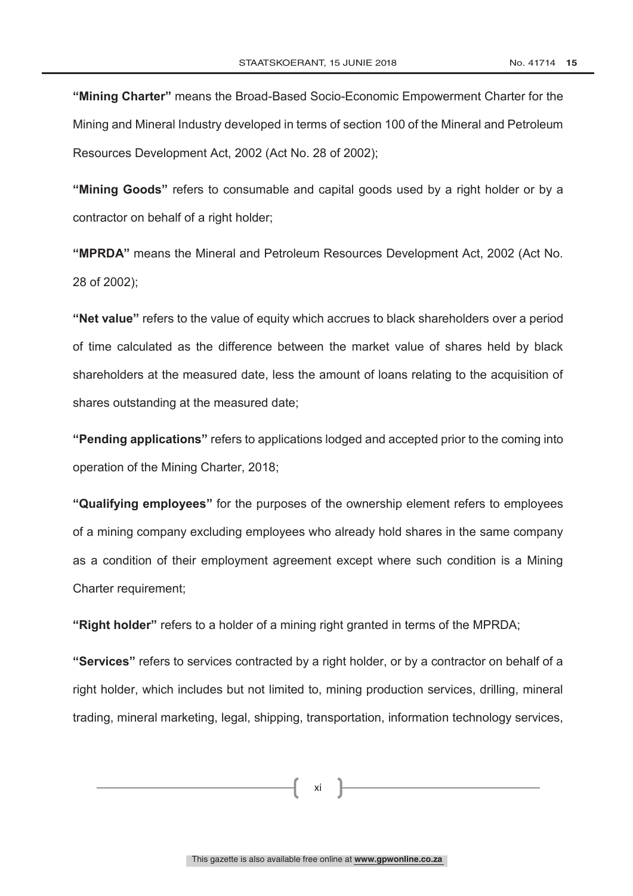**"Mining Charter"** means the Broad-Based Socio-Economic Empowerment Charter for the Mining and Mineral Industry developed in terms of section 100 of the Mineral and Petroleum Resources Development Act, 2002 (Act No. 28 of 2002);

**"Mining Goods"** refers to consumable and capital goods used by a right holder or by a contractor on behalf of a right holder;

**"MPRDA"** means the Mineral and Petroleum Resources Development Act, 2002 (Act No. 28 of 2002);

**"Net value"** refers to the value of equity which accrues to black shareholders over a period of time calculated as the difference between the market value of shares held by black shareholders at the measured date, less the amount of loans relating to the acquisition of shares outstanding at the measured date;

**"Pending applications"** refers to applications lodged and accepted prior to the coming into operation of the Mining Charter, 2018;

**"Qualifying employees"** for the purposes of the ownership element refers to employees of a mining company excluding employees who already hold shares in the same company as a condition of their employment agreement except where such condition is a Mining Charter requirement;

**"Right holder"** refers to a holder of a mining right granted in terms of the MPRDA;

**"Services"** refers to services contracted by a right holder, or by a contractor on behalf of a right holder, which includes but not limited to, mining production services, drilling, mineral trading, mineral marketing, legal, shipping, transportation, information technology services,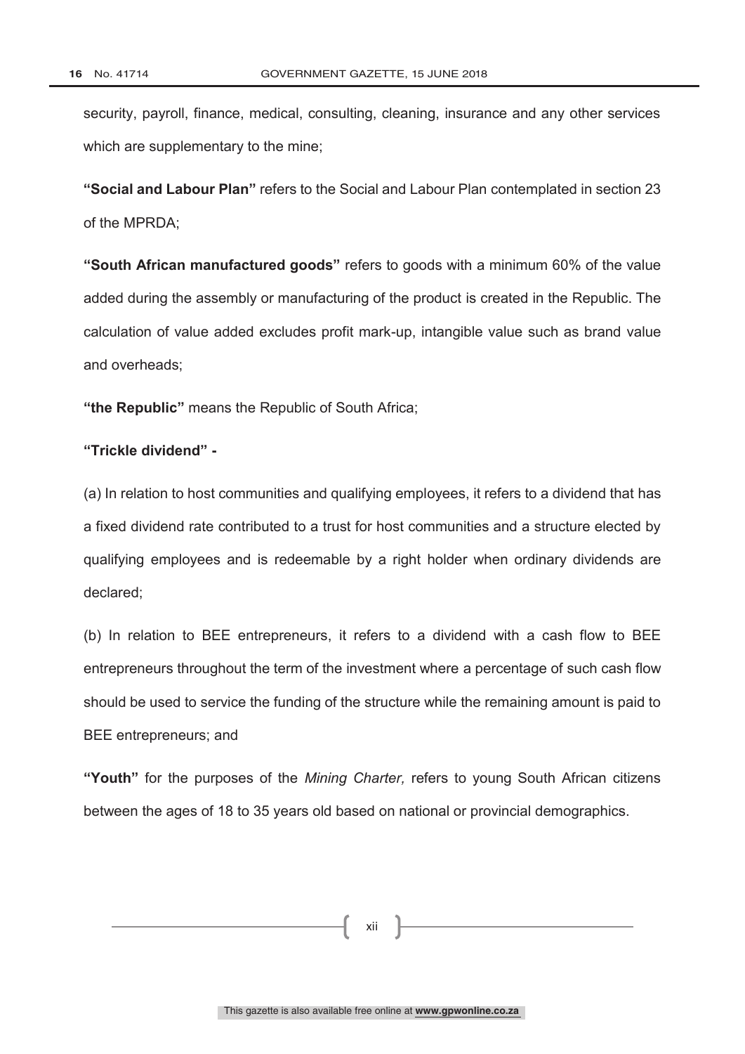security, payroll, finance, medical, consulting, cleaning, insurance and any other services which are supplementary to the mine;

**"Social and Labour Plan"** refers to the Social and Labour Plan contemplated in section 23 of the MPRDA;

**"South African manufactured goods"** refers to goods with a minimum 60% of the value added during the assembly or manufacturing of the product is created in the Republic. The calculation of value added excludes profit mark-up, intangible value such as brand value and overheads;

**"the Republic"** means the Republic of South Africa;

**"Trickle dividend" -**

(a) In relation to host communities and qualifying employees, it refers to a dividend that has a fixed dividend rate contributed to a trust for host communities and a structure elected by qualifying employees and is redeemable by a right holder when ordinary dividends are declared;

(b) In relation to BEE entrepreneurs, it refers to a dividend with a cash flow to BEE entrepreneurs throughout the term of the investment where a percentage of such cash flow should be used to service the funding of the structure while the remaining amount is paid to BEE entrepreneurs; and

**"Youth"** for the purposes of the *Mining Charter,* refers to young South African citizens between the ages of 18 to 35 years old based on national or provincial demographics.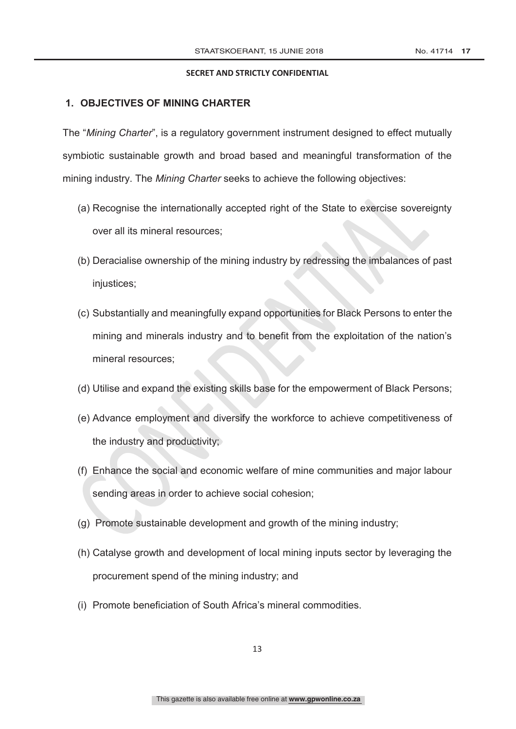**SECRET AND STRICTLY CONFIDENTIAL**

## 1. OBJECTIVES OF MINING CHARTER

The "*Mining Charter*", is a regulatory government instrument designed to effect mutually symbiotic sustainable growth and broad based and meaningful transformation of the mining industry. The *Mining Charter* seeks to achieve the following objectives:

(a) Recognise the internationally accepted right of the State to exercise sovereignty over all its mineral resources;

(b) Deracialise ownership of the mining industry by redressing the imbalances of past injustices;

(c) Substantially and meaningfully expand opportunities for Black Persons to enter the mining and minerals industry and to benefit from the exploitation of the nation's mineral resources;

(d) Utilise and expand the existing skills base for the empowerment of Black Persons;

(e) Advance employment and diversify the workforce to achieve competitiveness of the industry and productivity;

(f) Enhance the social and economic welfare of mine communities and major labour sending areas in order to achieve social cohesion;

(g) Promote sustainable development and growth of the mining industry;

(h) Catalyse growth and development of local mining inputs sector by leveraging the procurement spend of the mining industry; and

(i) Promote beneficiation of South Africa's mineral commodities.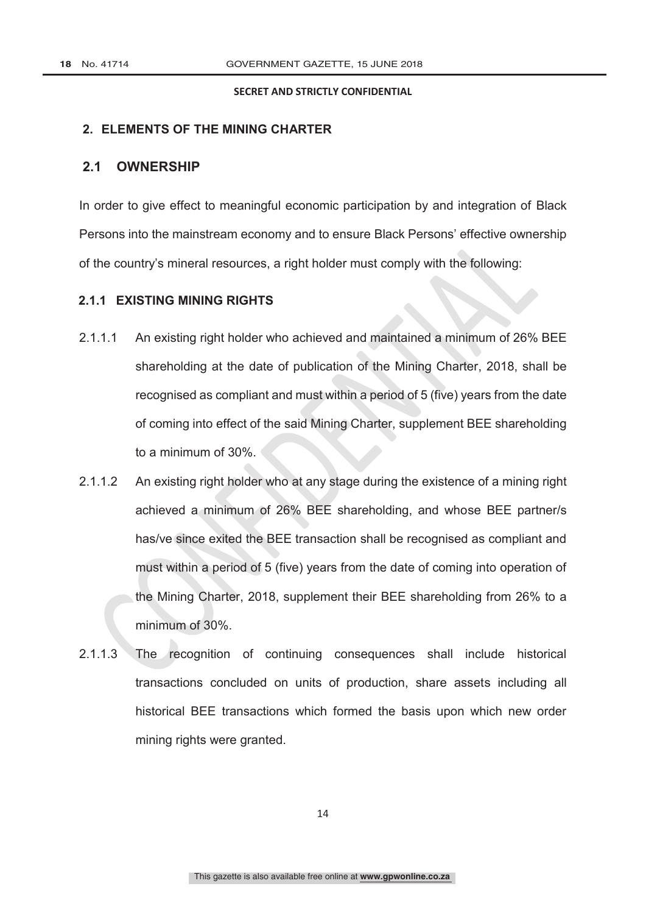**SECRET AND STRICTLY CONFIDENTIAL**

## 2. ELEMENTS OF THE MINING CHARTER

### 2.1 OWNERSHIP

In order to give effect to meaningful economic participation by and integration of Black Persons into the mainstream economy and to ensure Black Persons' effective ownership of the country's mineral resources, a right holder must comply with the following:

#### 2.1.1 EXISTING MINING RIGHTS

2.1.1.1 An existing right holder who achieved and maintained a minimum of 26% BEE shareholding at the date of publication of the Mining Charter, 2018, shall be recognised as compliant and must within a period of 5 (five) years from the date of coming into effect of the said Mining Charter, supplement BEE shareholding to a minimum of 30%.

2.1.1.2 An existing right holder who at any stage during the existence of a mining right achieved a minimum of 26% BEE shareholding, and whose BEE partner/s has/ve since exited the BEE transaction shall be recognised as compliant and must within a period of 5 (five) years from the date of coming into operation of the Mining Charter, 2018, supplement their BEE shareholding from 26% to a minimum of 30%.

2.1.1.3 The recognition of continuing consequences shall include historical transactions concluded on units of production, share assets including all historical BEE transactions which formed the basis upon which new order mining rights were granted.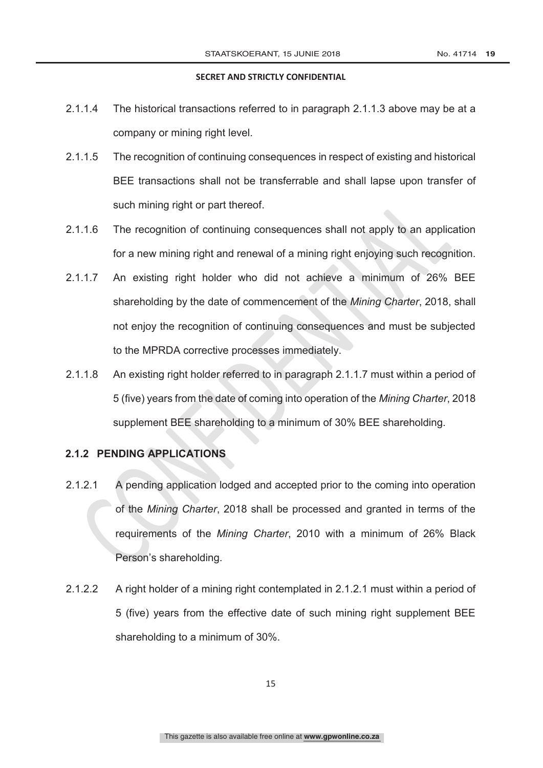**SECRET AND STRICTLY CONFIDENTIAL**

2.1.1.4 The historical transactions referred to in paragraph 2.1.1.3 above may be at a company or mining right level.

2.1.1.5 The recognition of continuing consequences in respect of existing and historical BEE transactions shall not be transferrable and shall lapse upon transfer of such mining right or part thereof.

2.1.1.6 The recognition of continuing consequences shall not apply to an application for a new mining right and renewal of a mining right enjoying such recognition.

2.1.1.7 An existing right holder who did not achieve a minimum of 26% BEE shareholding by the date of commencement of the *Mining Charter*, 2018, shall not enjoy the recognition of continuing consequences and must be subjected to the MPRDA corrective processes immediately.

2.1.1.8 An existing right holder referred to in paragraph 2.1.1.7 must within a period of 5 (five) years from the date of coming into operation of the *Mining Charter*, 2018 supplement BEE shareholding to a minimum of 30% BEE shareholding.

### 2.1.2 PENDING APPLICATIONS

2.1.2.1 A pending application lodged and accepted prior to the coming into operation of the *Mining Charter*, 2018 shall be processed and granted in terms of the requirements of the *Mining Charter*, 2010 with a minimum of 26% Black Person's shareholding.

2.1.2.2 A right holder of a mining right contemplated in 2.1.2.1 must within a period of 5 (five) years from the effective date of such mining right supplement BEE shareholding to a minimum of 30%.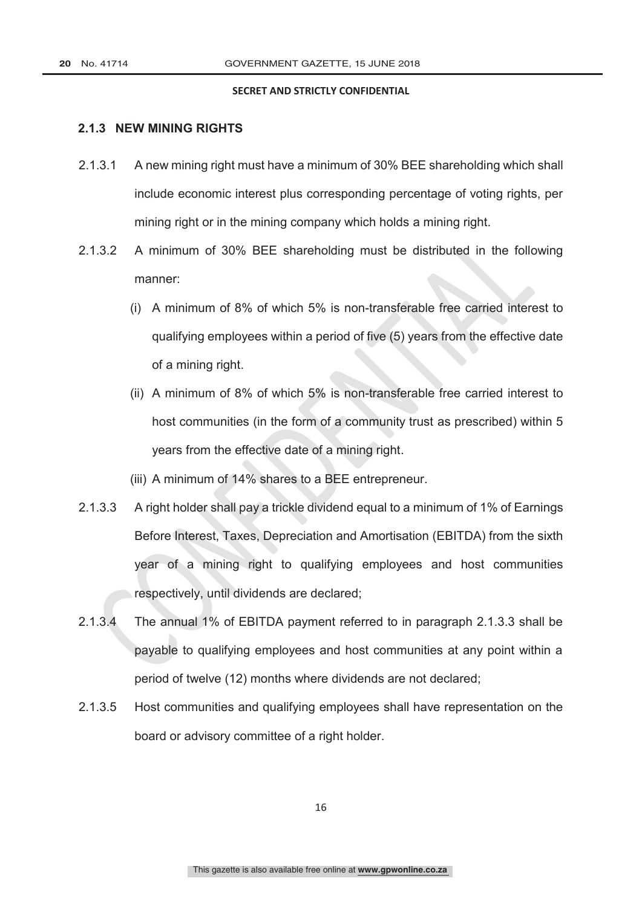SECRET AND STRICTLY CONFIDENTIAL

### 2.1.3 NEW MINING RIGHTS

2.1.3.1 A new mining right must have a minimum of 30% BEE shareholding which shall include economic interest plus corresponding percentage of voting rights, per mining right or in the mining company which holds a mining right.

2.1.3.2 A minimum of 30% BEE shareholding must be distributed in the following manner:

(i) A minimum of 8% of which 5% is non-transferable free carried interest to qualifying employees within a period of five (5) years from the effective date of a mining right.

(ii) A minimum of 8% of which 5% is non-transferable free carried interest to host communities (in the form of a community trust as prescribed) within 5 years from the effective date of a mining right.

(iii) A minimum of 14% shares to a BEE entrepreneur.

2.1.3.3 A right holder shall pay a trickle dividend equal to a minimum of 1% of Earnings Before Interest, Taxes, Depreciation and Amortisation (EBITDA) from the sixth year of a mining right to qualifying employees and host communities respectively, until dividends are declared;

2.1.3.4 The annual 1% of EBITDA payment referred to in paragraph 2.1.3.3 shall be payable to qualifying employees and host communities at any point within a period of twelve (12) months where dividends are not declared;

2.1.3.5 Host communities and qualifying employees shall have representation on the board or advisory committee of a right holder.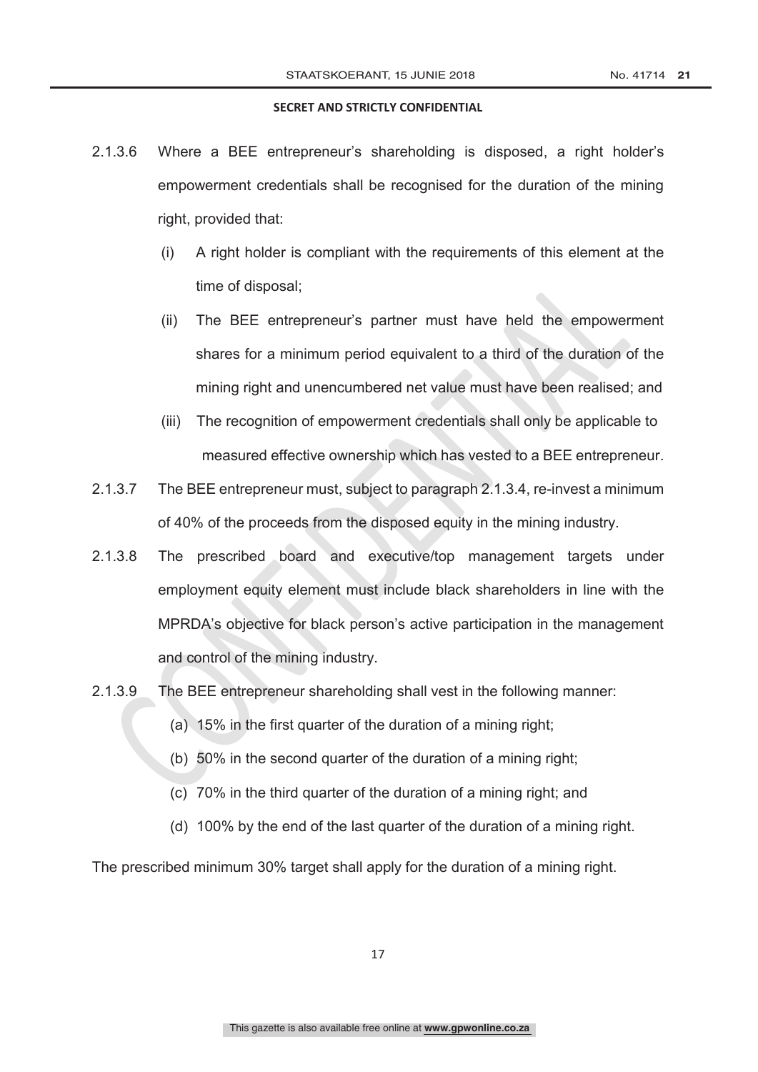**SECRET AND STRICTLY CONFIDENTIAL**

2.1.3.6 Where a BEE entrepreneur's shareholding is disposed, a right holder's empowerment credentials shall be recognised for the duration of the mining right, provided that:

(i) A right holder is compliant with the requirements of this element at the time of disposal;

(ii) The BEE entrepreneur's partner must have held the empowerment shares for a minimum period equivalent to a third of the duration of the mining right and unencumbered net value must have been realised; and

(iii) The recognition of empowerment credentials shall only be applicable to measured effective ownership which has vested to a BEE entrepreneur.

2.1.3.7 The BEE entrepreneur must, subject to paragraph 2.1.3.4, re-invest a minimum of 40% of the proceeds from the disposed equity in the mining industry.

2.1.3.8 The prescribed board and executive/top management targets under employment equity element must include black shareholders in line with the MPRDA's objective for black person's active participation in the management and control of the mining industry.

2.1.3.9 The BEE entrepreneur shareholding shall vest in the following manner:

(a) 15% in the first quarter of the duration of a mining right;

(b) 50% in the second quarter of the duration of a mining right;

(c) 70% in the third quarter of the duration of a mining right; and

(d) 100% by the end of the last quarter of the duration of a mining right.

The prescribed minimum 30% target shall apply for the duration of a mining right.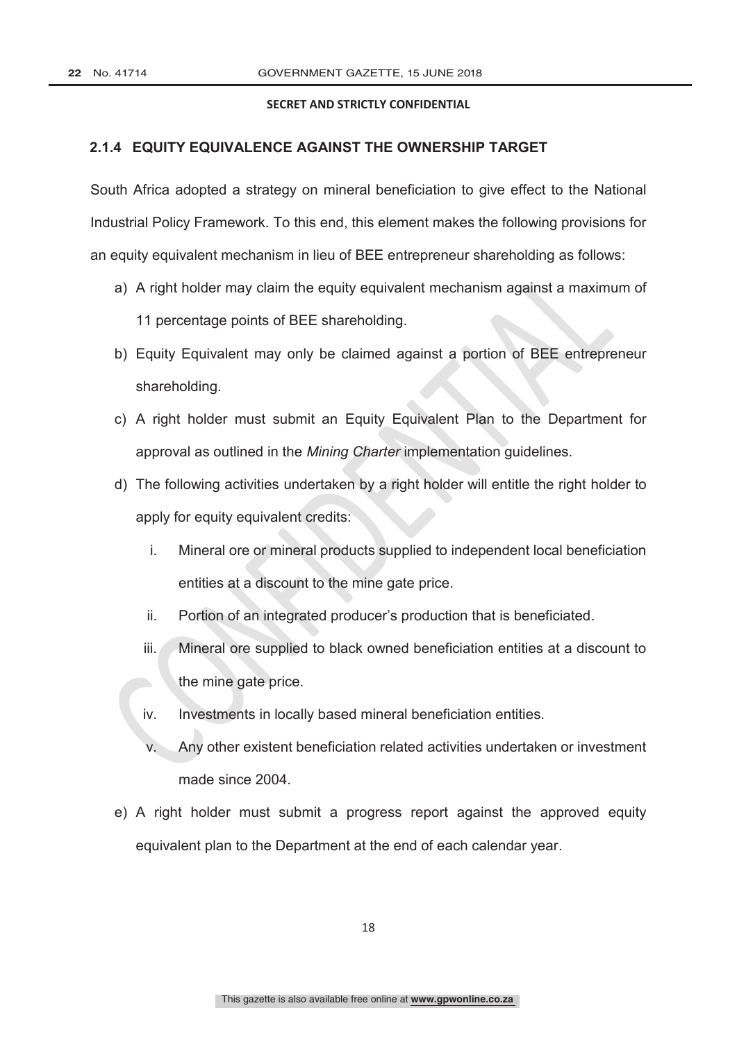**SECRET AND STRICTLY CONFIDENTIAL**

### 2.1.4 EQUITY EQUIVALENCE AGAINST THE OWNERSHIP TARGET

South Africa adopted a strategy on mineral beneficiation to give effect to the National Industrial Policy Framework. To this end, this element makes the following provisions for an equity equivalent mechanism in lieu of BEE entrepreneur shareholding as follows:

a) A right holder may claim the equity equivalent mechanism against a maximum of 11 percentage points of BEE shareholding.

b) Equity Equivalent may only be claimed against a portion of BEE entrepreneur shareholding.

c) A right holder must submit an Equity Equivalent Plan to the Department for approval as outlined in the *Mining Charter* implementation guidelines.

d) The following activities undertaken by a right holder will entitle the right holder to apply for equity equivalent credits:

   i. Mineral ore or mineral products supplied to independent local beneficiation entities at a discount to the mine gate price.

   ii. Portion of an integrated producer's production that is beneficiated.

   iii. Mineral ore supplied to black owned beneficiation entities at a discount to the mine gate price.

   iv. Investments in locally based mineral beneficiation entities.

   v. Any other existent beneficiation related activities undertaken or investment made since 2004.

e) A right holder must submit a progress report against the approved equity equivalent plan to the Department at the end of each calendar year.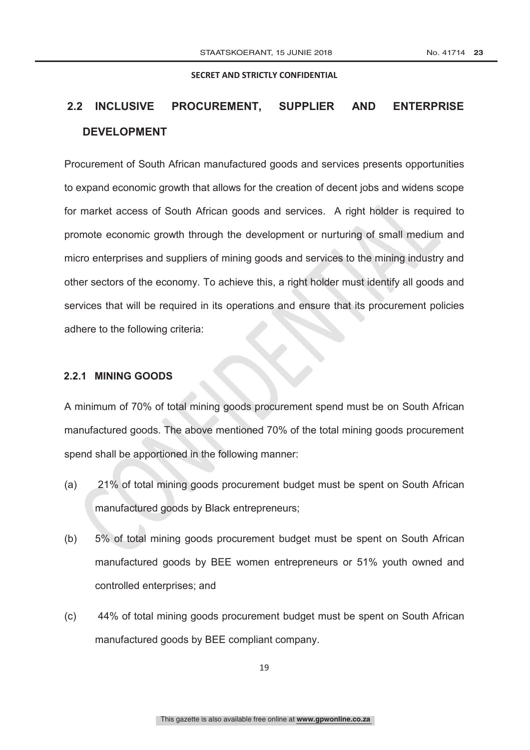SECRET AND STRICTLY CONFIDENTIAL

## 2.2 INCLUSIVE PROCUREMENT, SUPPLIER AND ENTERPRISE DEVELOPMENT

Procurement of South African manufactured goods and services presents opportunities to expand economic growth that allows for the creation of decent jobs and widens scope for market access of South African goods and services. A right holder is required to promote economic growth through the development or nurturing of small medium and micro enterprises and suppliers of mining goods and services to the mining industry and other sectors of the economy. To achieve this, a right holder must identify all goods and services that will be required in its operations and ensure that its procurement policies adhere to the following criteria:

### 2.2.1 MINING GOODS

A minimum of 70% of total mining goods procurement spend must be on South African manufactured goods. The above mentioned 70% of the total mining goods procurement spend shall be apportioned in the following manner:

(a) 21% of total mining goods procurement budget must be spent on South African manufactured goods by Black entrepreneurs;

(b) 5% of total mining goods procurement budget must be spent on South African manufactured goods by BEE women entrepreneurs or 51% youth owned and controlled enterprises; and

(c) 44% of total mining goods procurement budget must be spent on South African manufactured goods by BEE compliant company.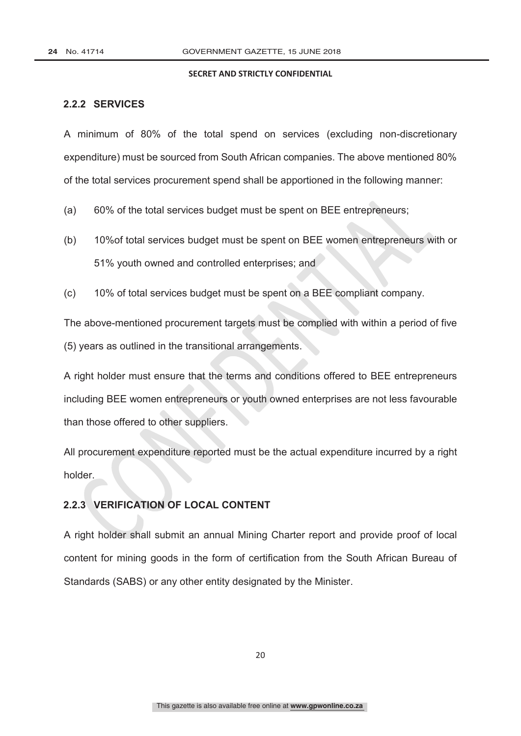**SECRET AND STRICTLY CONFIDENTIAL**

### 2.2.2 SERVICES

A minimum of 80% of the total spend on services (excluding non-discretionary expenditure) must be sourced from South African companies. The above mentioned 80% of the total services procurement spend shall be apportioned in the following manner:

(a) 60% of the total services budget must be spent on BEE entrepreneurs;

(b) 10%of total services budget must be spent on BEE women entrepreneurs with or 51% youth owned and controlled enterprises; and

(c) 10% of total services budget must be spent on a BEE compliant company.

The above-mentioned procurement targets must be complied with within a period of five (5) years as outlined in the transitional arrangements.

A right holder must ensure that the terms and conditions offered to BEE entrepreneurs including BEE women entrepreneurs or youth owned enterprises are not less favourable than those offered to other suppliers.

All procurement expenditure reported must be the actual expenditure incurred by a right holder.

### 2.2.3 VERIFICATION OF LOCAL CONTENT

A right holder shall submit an annual Mining Charter report and provide proof of local content for mining goods in the form of certification from the South African Bureau of Standards (SABS) or any other entity designated by the Minister.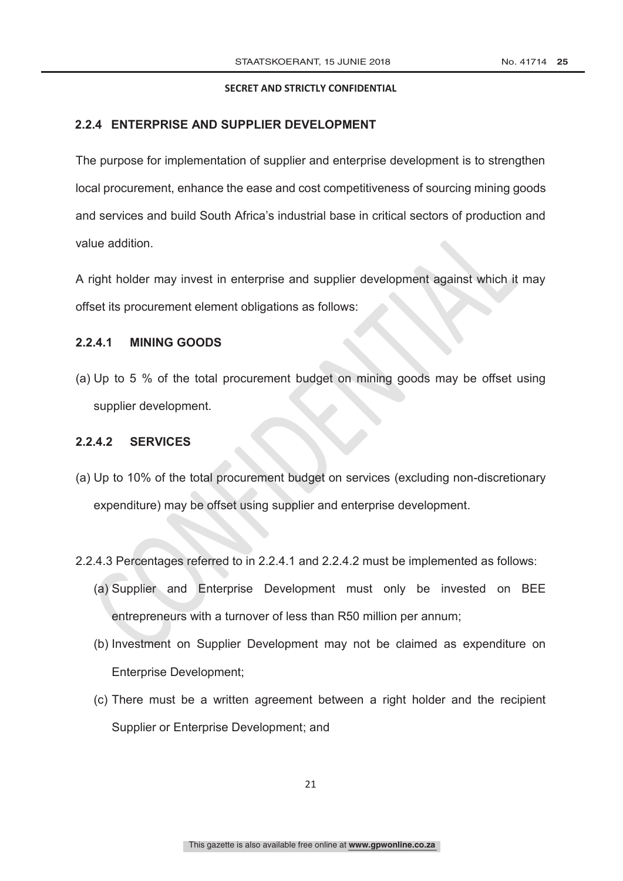**SECRET AND STRICTLY CONFIDENTIAL**

### 2.2.4 ENTERPRISE AND SUPPLIER DEVELOPMENT

The purpose for implementation of supplier and enterprise development is to strengthen local procurement, enhance the ease and cost competitiveness of sourcing mining goods and services and build South Africa's industrial base in critical sectors of production and value addition.

A right holder may invest in enterprise and supplier development against which it may offset its procurement element obligations as follows:

#### 2.2.4.1 MINING GOODS

(a) Up to 5 % of the total procurement budget on mining goods may be offset using supplier development.

#### 2.2.4.2 SERVICES

(a) Up to 10% of the total procurement budget on services (excluding non-discretionary expenditure) may be offset using supplier and enterprise development.

2.2.4.3 Percentages referred to in 2.2.4.1 and 2.2.4.2 must be implemented as follows:

(a) Supplier and Enterprise Development must only be invested on BEE entrepreneurs with a turnover of less than R50 million per annum;

(b) Investment on Supplier Development may not be claimed as expenditure on Enterprise Development;

(c) There must be a written agreement between a right holder and the recipient Supplier or Enterprise Development; and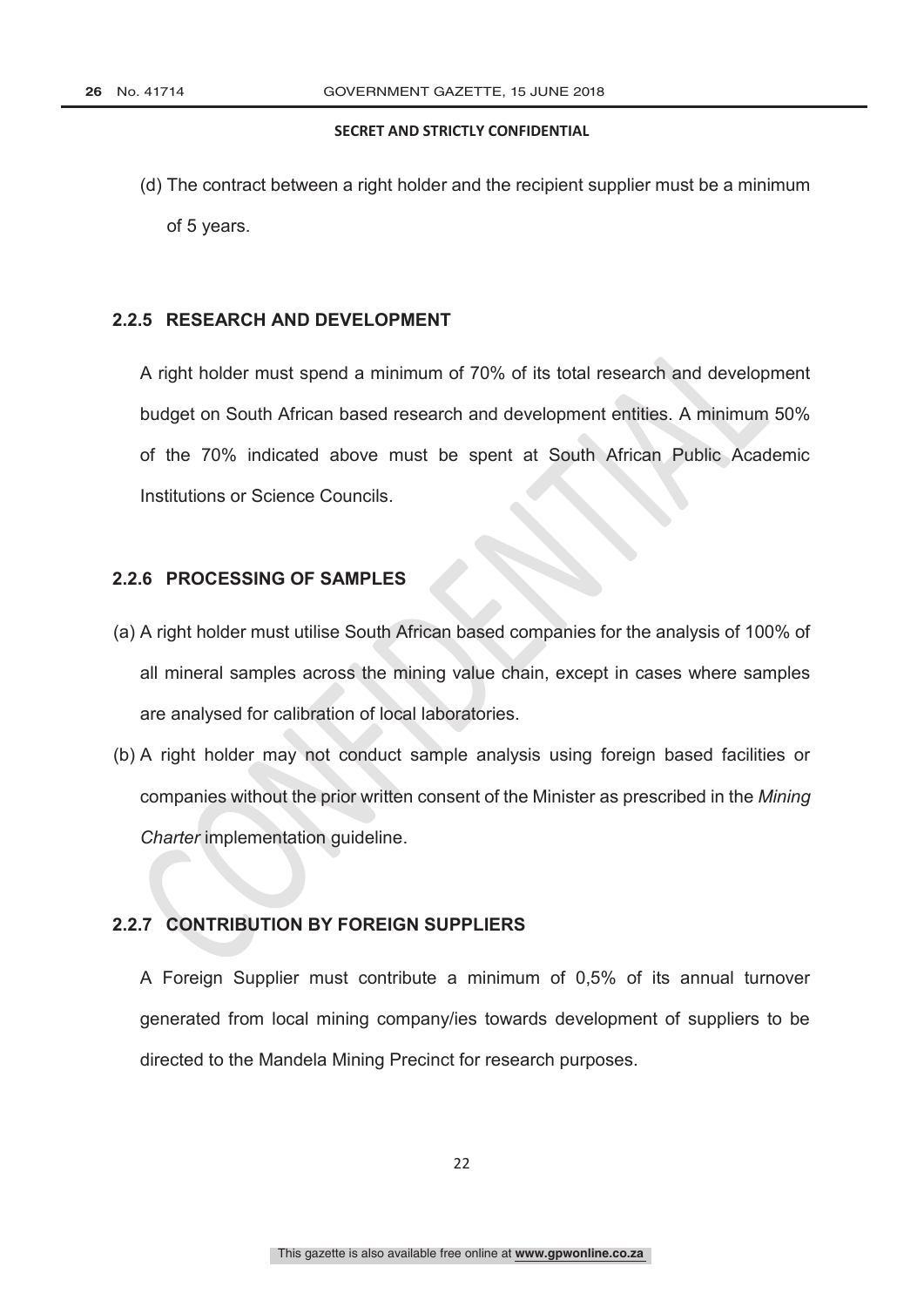(d) The contract between a right holder and the recipient supplier must be a minimum of 5 years.

### 2.2.5 RESEARCH AND DEVELOPMENT

A right holder must spend a minimum of 70% of its total research and development budget on South African based research and development entities. A minimum 50% of the 70% indicated above must be spent at South African Public Academic Institutions or Science Councils.

### 2.2.6 PROCESSING OF SAMPLES

(a) A right holder must utilise South African based companies for the analysis of 100% of all mineral samples across the mining value chain, except in cases where samples are analysed for calibration of local laboratories.

(b) A right holder may not conduct sample analysis using foreign based facilities or companies without the prior written consent of the Minister as prescribed in the *Mining Charter* implementation guideline.

### 2.2.7 CONTRIBUTION BY FOREIGN SUPPLIERS

A Foreign Supplier must contribute a minimum of 0,5% of its annual turnover generated from local mining company/ies towards development of suppliers to be directed to the Mandela Mining Precinct for research purposes.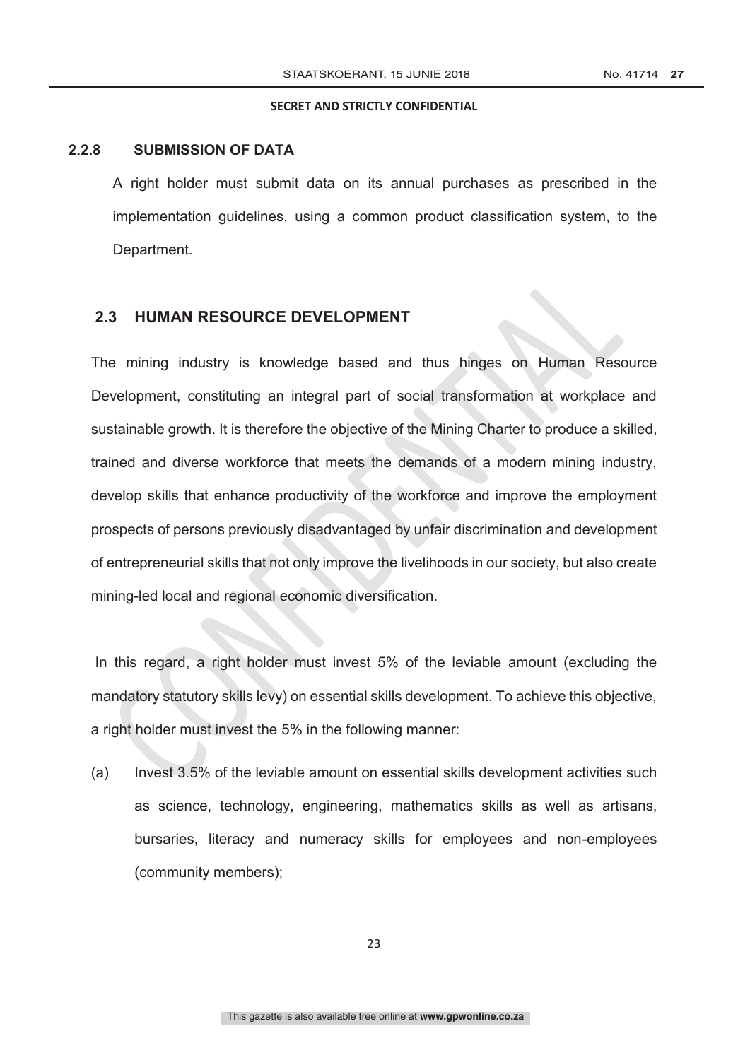### 2.2.8 SUBMISSION OF DATA

A right holder must submit data on its annual purchases as prescribed in the implementation guidelines, using a common product classification system, to the Department.

## 2.3 HUMAN RESOURCE DEVELOPMENT

The mining industry is knowledge based and thus hinges on Human Resource Development, constituting an integral part of social transformation at workplace and sustainable growth. It is therefore the objective of the Mining Charter to produce a skilled, trained and diverse workforce that meets the demands of a modern mining industry, develop skills that enhance productivity of the workforce and improve the employment prospects of persons previously disadvantaged by unfair discrimination and development of entrepreneurial skills that not only improve the livelihoods in our society, but also create mining-led local and regional economic diversification.

In this regard, a right holder must invest 5% of the leviable amount (excluding the mandatory statutory skills levy) on essential skills development. To achieve this objective, a right holder must invest the 5% in the following manner:

(a) Invest 3.5% of the leviable amount on essential skills development activities such as science, technology, engineering, mathematics skills as well as artisans, bursaries, literacy and numeracy skills for employees and non-employees (community members);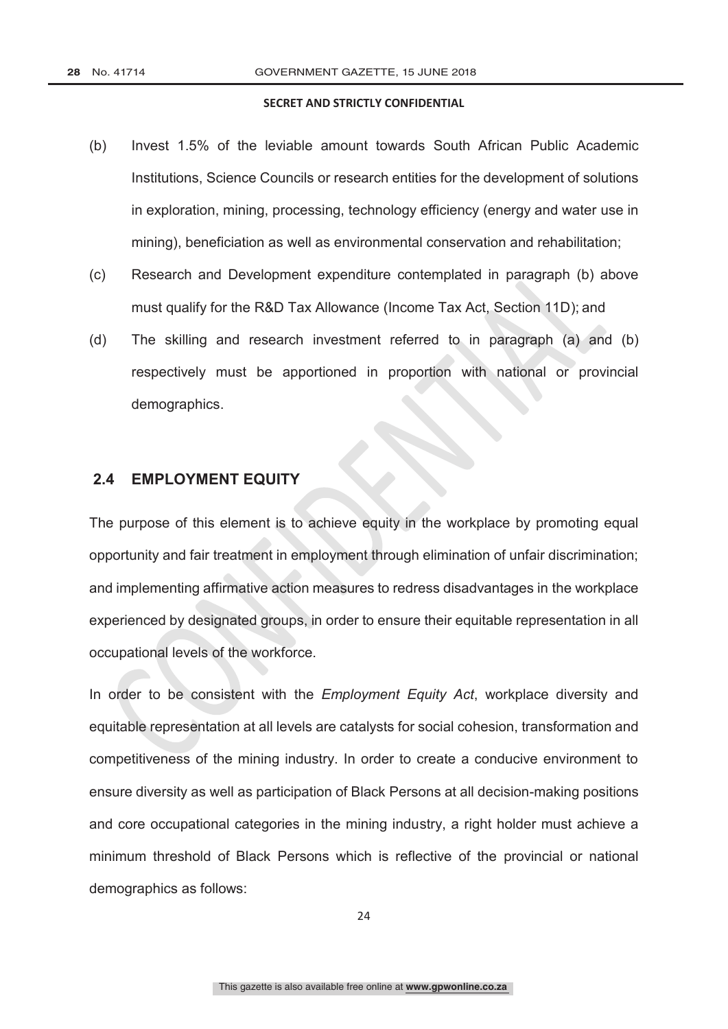(b) Invest 1.5% of the leviable amount towards South African Public Academic Institutions, Science Councils or research entities for the development of solutions in exploration, mining, processing, technology efficiency (energy and water use in mining), beneficiation as well as environmental conservation and rehabilitation;

(c) Research and Development expenditure contemplated in paragraph (b) above must qualify for the R&D Tax Allowance (Income Tax Act, Section 11D); and

(d) The skilling and research investment referred to in paragraph (a) and (b) respectively must be apportioned in proportion with national or provincial demographics.

## 2.4 EMPLOYMENT EQUITY

The purpose of this element is to achieve equity in the workplace by promoting equal opportunity and fair treatment in employment through elimination of unfair discrimination; and implementing affirmative action measures to redress disadvantages in the workplace experienced by designated groups, in order to ensure their equitable representation in all occupational levels of the workforce.

In order to be consistent with the *Employment Equity Act*, workplace diversity and equitable representation at all levels are catalysts for social cohesion, transformation and competitiveness of the mining industry. In order to create a conducive environment to ensure diversity as well as participation of Black Persons at all decision-making positions and core occupational categories in the mining industry, a right holder must achieve a minimum threshold of Black Persons which is reflective of the provincial or national demographics as follows: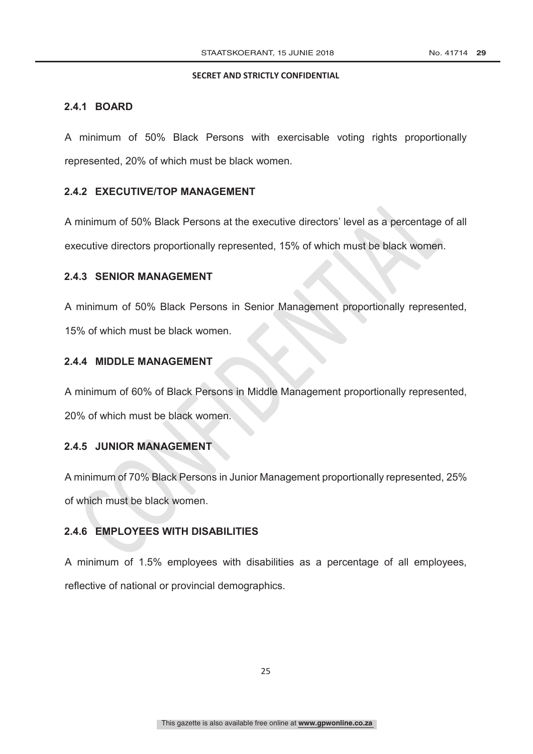**SECRET AND STRICTLY CONFIDENTIAL**

### 2.4.1 BOARD

A minimum of 50% Black Persons with exercisable voting rights proportionally represented, 20% of which must be black women.

### 2.4.2 EXECUTIVE/TOP MANAGEMENT

A minimum of 50% Black Persons at the executive directors' level as a percentage of all executive directors proportionally represented, 15% of which must be black women.

### 2.4.3 SENIOR MANAGEMENT

A minimum of 50% Black Persons in Senior Management proportionally represented, 15% of which must be black women.

### 2.4.4 MIDDLE MANAGEMENT

A minimum of 60% of Black Persons in Middle Management proportionally represented, 20% of which must be black women.

### 2.4.5 JUNIOR MANAGEMENT

A minimum of 70% Black Persons in Junior Management proportionally represented, 25% of which must be black women.

### 2.4.6 EMPLOYEES WITH DISABILITIES

A minimum of 1.5% employees with disabilities as a percentage of all employees, reflective of national or provincial demographics.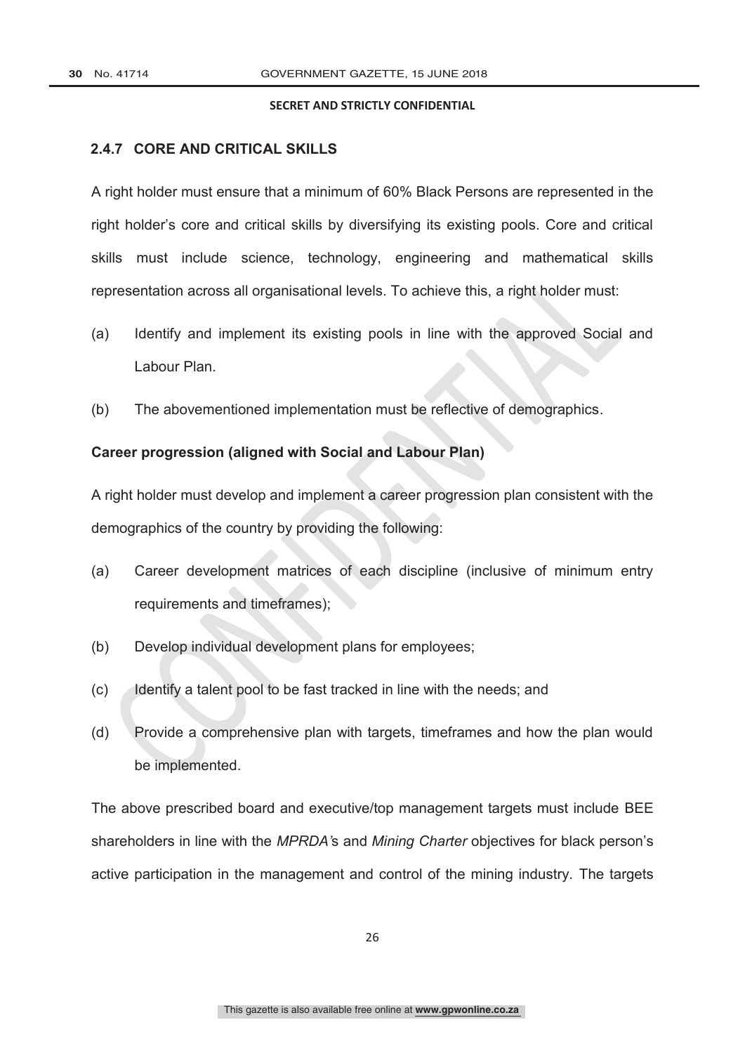### 2.4.7 CORE AND CRITICAL SKILLS

A right holder must ensure that a minimum of 60% Black Persons are represented in the right holder's core and critical skills by diversifying its existing pools. Core and critical skills must include science, technology, engineering and mathematical skills representation across all organisational levels. To achieve this, a right holder must:

(a) Identify and implement its existing pools in line with the approved Social and Labour Plan.

(b) The abovementioned implementation must be reflective of demographics.

**Career progression (aligned with Social and Labour Plan)**

A right holder must develop and implement a career progression plan consistent with the demographics of the country by providing the following:

(a) Career development matrices of each discipline (inclusive of minimum entry requirements and timeframes);

(b) Develop individual development plans for employees;

(c) Identify a talent pool to be fast tracked in line with the needs; and

(d) Provide a comprehensive plan with targets, timeframes and how the plan would be implemented.

The above prescribed board and executive/top management targets must include BEE shareholders in line with the *MPRDA'*s and *Mining Charter* objectives for black person's active participation in the management and control of the mining industry. The targets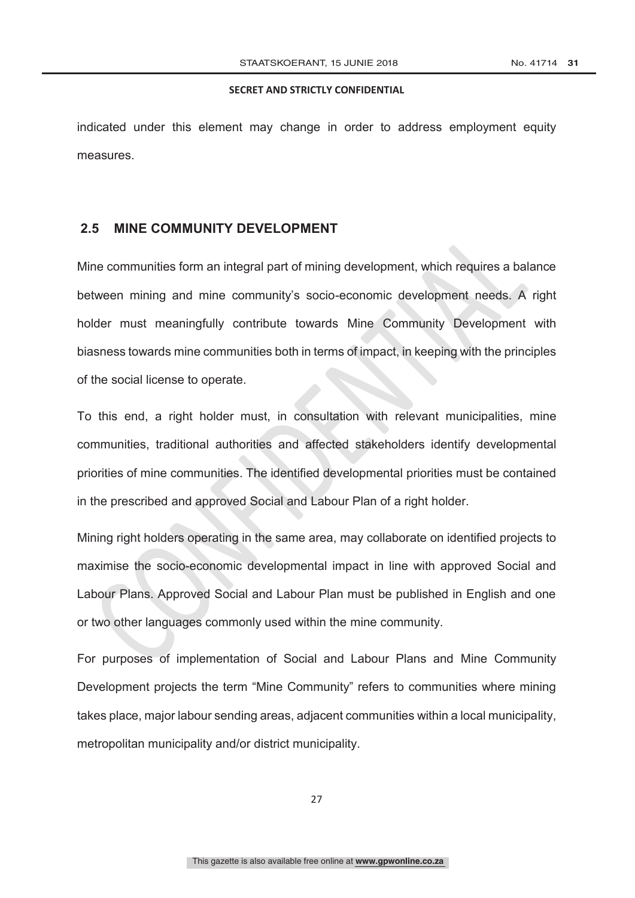indicated under this element may change in order to address employment equity measures.

## 2.5 MINE COMMUNITY DEVELOPMENT

Mine communities form an integral part of mining development, which requires a balance between mining and mine community's socio-economic development needs. A right holder must meaningfully contribute towards Mine Community Development with biasness towards mine communities both in terms of impact, in keeping with the principles of the social license to operate.

To this end, a right holder must, in consultation with relevant municipalities, mine communities, traditional authorities and affected stakeholders identify developmental priorities of mine communities. The identified developmental priorities must be contained in the prescribed and approved Social and Labour Plan of a right holder.

Mining right holders operating in the same area, may collaborate on identified projects to maximise the socio-economic developmental impact in line with approved Social and Labour Plans. Approved Social and Labour Plan must be published in English and one or two other languages commonly used within the mine community.

For purposes of implementation of Social and Labour Plans and Mine Community Development projects the term "Mine Community" refers to communities where mining takes place, major labour sending areas, adjacent communities within a local municipality, metropolitan municipality and/or district municipality.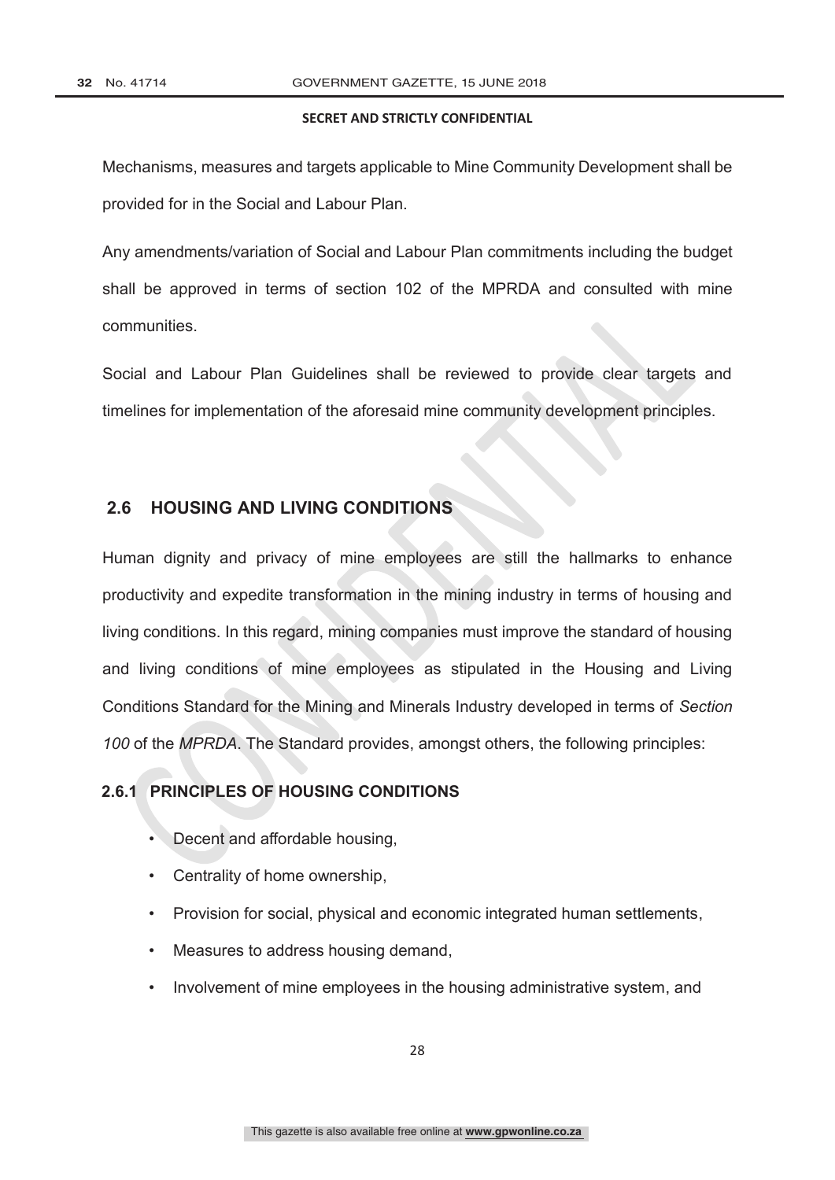**SECRET AND STRICTLY CONFIDENTIAL**

Mechanisms, measures and targets applicable to Mine Community Development shall be provided for in the Social and Labour Plan.

Any amendments/variation of Social and Labour Plan commitments including the budget shall be approved in terms of section 102 of the MPRDA and consulted with mine communities.

Social and Labour Plan Guidelines shall be reviewed to provide clear targets and timelines for implementation of the aforesaid mine community development principles.

## 2.6 HOUSING AND LIVING CONDITIONS

Human dignity and privacy of mine employees are still the hallmarks to enhance productivity and expedite transformation in the mining industry in terms of housing and living conditions. In this regard, mining companies must improve the standard of housing and living conditions of mine employees as stipulated in the Housing and Living Conditions Standard for the Mining and Minerals Industry developed in terms of *Section 100* of the *MPRDA*. The Standard provides, amongst others, the following principles:

### 2.6.1 PRINCIPLES OF HOUSING CONDITIONS

- Decent and affordable housing,
- Centrality of home ownership,
- Provision for social, physical and economic integrated human settlements,
- Measures to address housing demand,
- Involvement of mine employees in the housing administrative system, and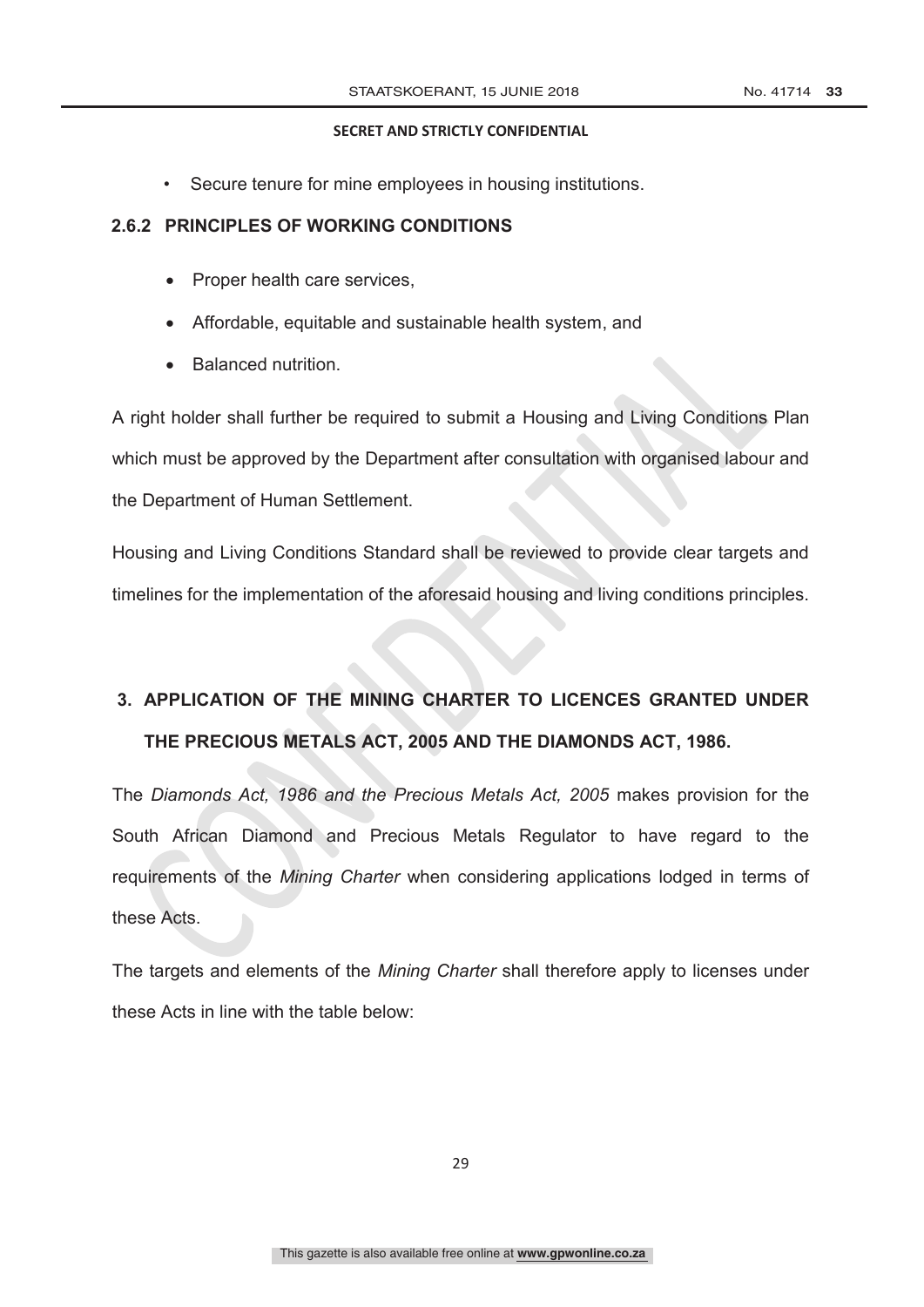**SECRET AND STRICTLY CONFIDENTIAL**

- Secure tenure for mine employees in housing institutions.

### 2.6.2 PRINCIPLES OF WORKING CONDITIONS

- Proper health care services,
- Affordable, equitable and sustainable health system, and
- Balanced nutrition.

A right holder shall further be required to submit a Housing and Living Conditions Plan which must be approved by the Department after consultation with organised labour and the Department of Human Settlement.

Housing and Living Conditions Standard shall be reviewed to provide clear targets and timelines for the implementation of the aforesaid housing and living conditions principles.

## 3. APPLICATION OF THE MINING CHARTER TO LICENCES GRANTED UNDER THE PRECIOUS METALS ACT, 2005 AND THE DIAMONDS ACT, 1986.

The *Diamonds Act, 1986 and the Precious Metals Act, 2005* makes provision for the South African Diamond and Precious Metals Regulator to have regard to the requirements of the *Mining Charter* when considering applications lodged in terms of these Acts.

The targets and elements of the *Mining Charter* shall therefore apply to licenses under these Acts in line with the table below: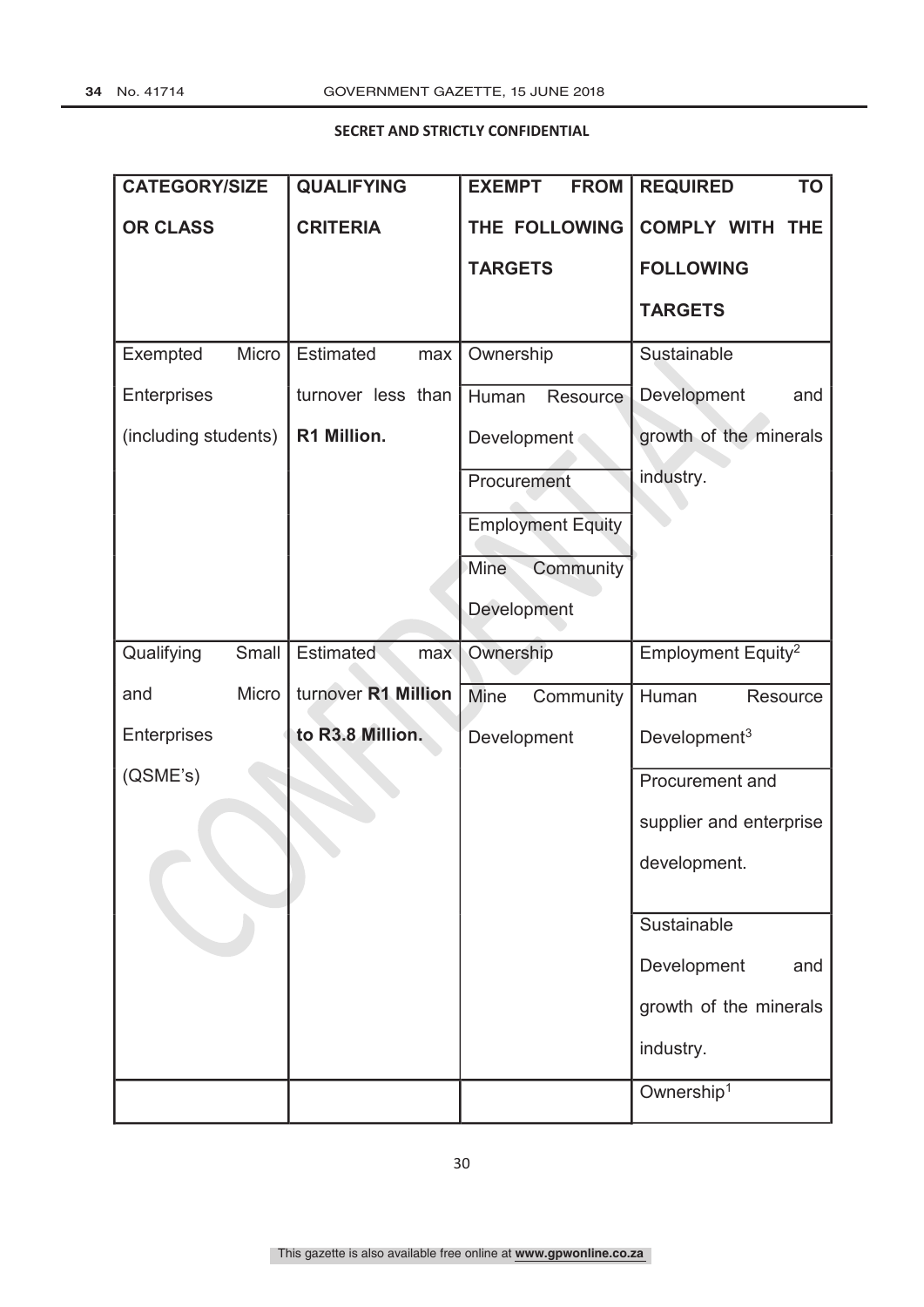**SECRET AND STRICTLY CONFIDENTIAL**

| CATEGORY/SIZE OR CLASS | QUALIFYING CRITERIA | EXEMPT FROM THE FOLLOWING TARGETS | REQUIRED TO COMPLY WITH THE FOLLOWING TARGETS |
|---|---|---|---|
| Exempted Micro Enterprises (including students) | Estimated max turnover less than **R1 Million.** | Ownership | Sustainable Development and growth of the minerals industry. |
| | | Human Resource Development | |
| | | Procurement | |
| | | Employment Equity | |
| | | Mine Community Development | |
| Qualifying Small and Micro Enterprises (QSME's) | Estimated max turnover **R1 Million to R3.8 Million.** | Ownership | Employment Equity[2] |
| | | Mine Community Development | Human Resource Development[3] |
| | | | Procurement and supplier and enterprise development. |
| | | | Sustainable Development and growth of the minerals industry. |
| | | | Ownership[1] |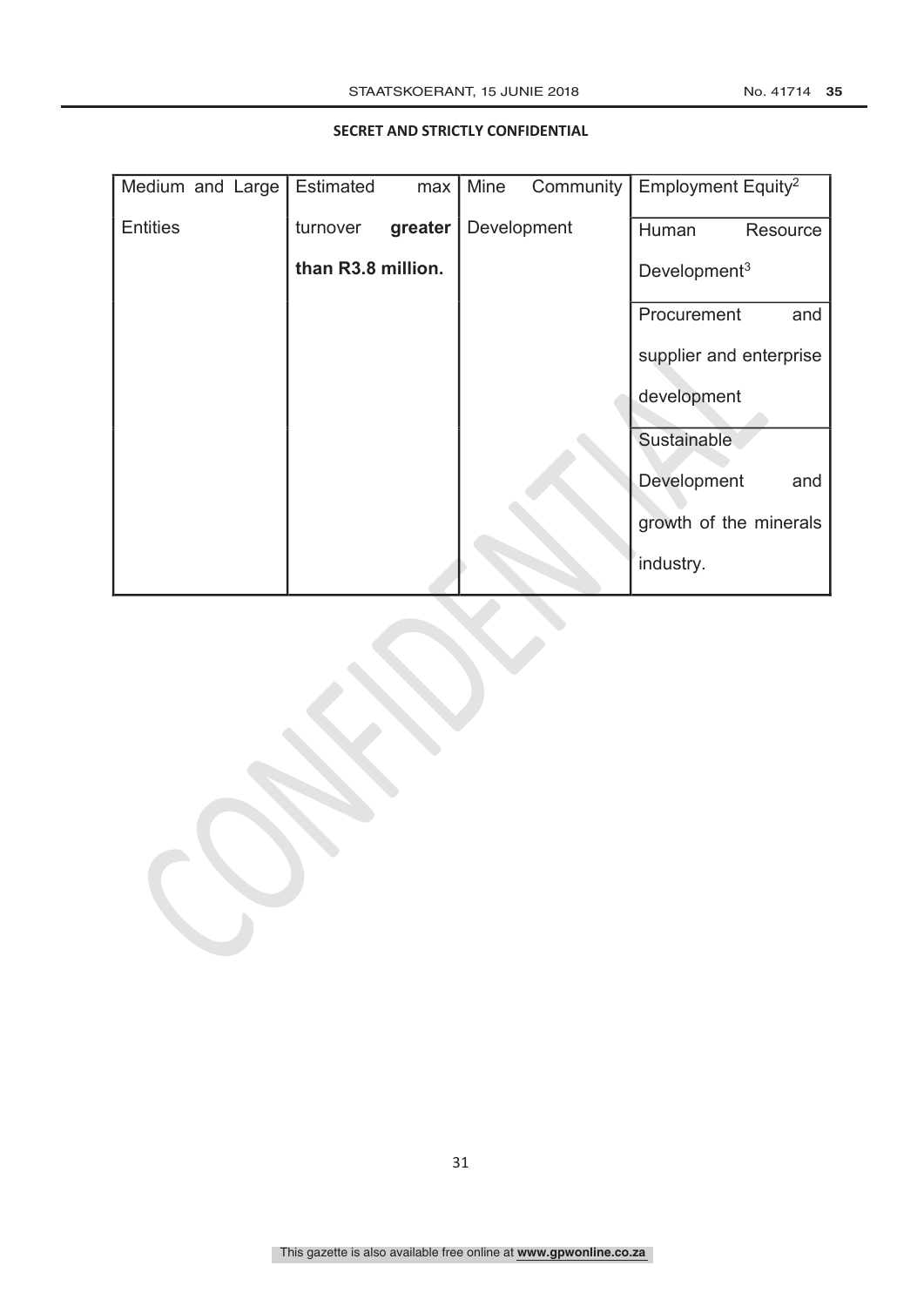**SECRET AND STRICTLY CONFIDENTIAL**

| Medium and Large Entities | Estimated max turnover **greater than R3.8 million.** | Mine Community Development | Employment Equity[2] |
|---|---|---|---|
| | | | Human Resource Development[3] |
| | | | Procurement and supplier and enterprise development |
| | | | Sustainable Development and growth of the minerals industry. |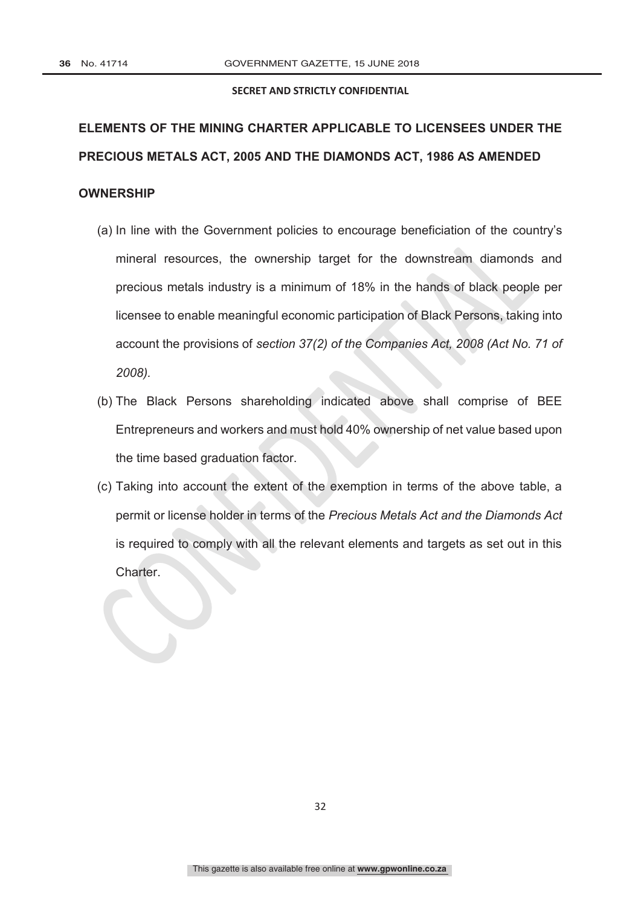SECRET AND STRICTLY CONFIDENTIAL

## ELEMENTS OF THE MINING CHARTER APPLICABLE TO LICENSEES UNDER THE PRECIOUS METALS ACT, 2005 AND THE DIAMONDS ACT, 1986 AS AMENDED

### OWNERSHIP

(a) In line with the Government policies to encourage beneficiation of the country's mineral resources, the ownership target for the downstream diamonds and precious metals industry is a minimum of 18% in the hands of black people per licensee to enable meaningful economic participation of Black Persons, taking into account the provisions of *section 37(2) of the Companies Act, 2008 (Act No. 71 of 2008).*

(b) The Black Persons shareholding indicated above shall comprise of BEE Entrepreneurs and workers and must hold 40% ownership of net value based upon the time based graduation factor.

(c) Taking into account the extent of the exemption in terms of the above table, a permit or license holder in terms of the *Precious Metals Act and the Diamonds Act* is required to comply with all the relevant elements and targets as set out in this Charter.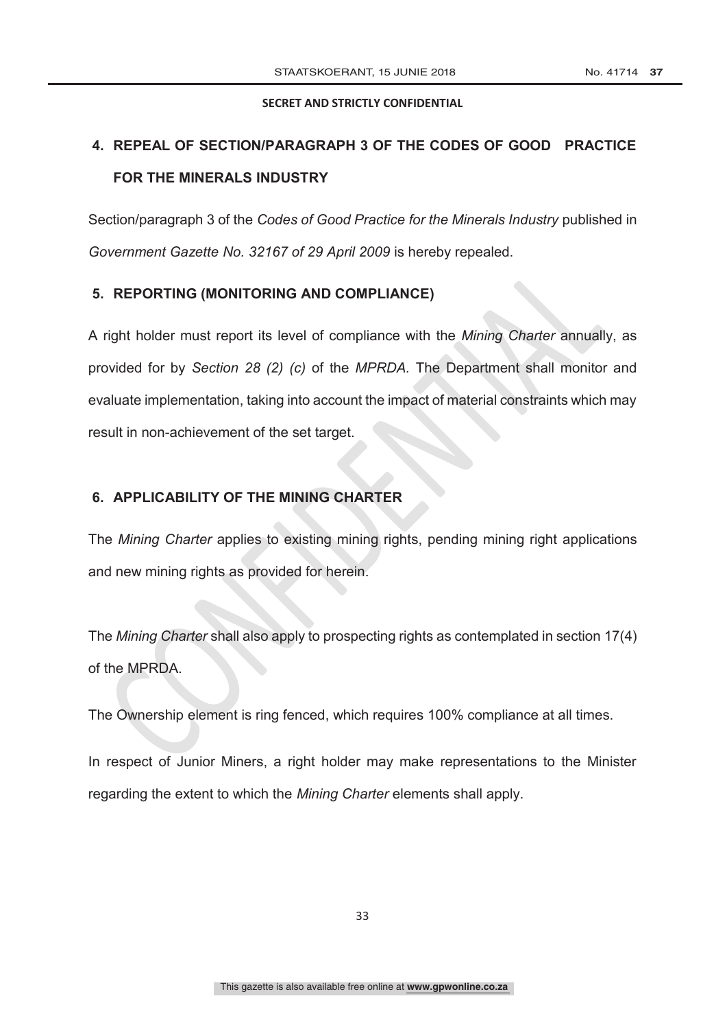**SECRET AND STRICTLY CONFIDENTIAL**

## 4. REPEAL OF SECTION/PARAGRAPH 3 OF THE CODES OF GOOD PRACTICE FOR THE MINERALS INDUSTRY

Section/paragraph 3 of the *Codes of Good Practice for the Minerals Industry* published in *Government Gazette No. 32167 of 29 April 2009* is hereby repealed.

## 5. REPORTING (MONITORING AND COMPLIANCE)

A right holder must report its level of compliance with the *Mining Charter* annually, as provided for by *Section 28 (2) (c)* of the *MPRDA*. The Department shall monitor and evaluate implementation, taking into account the impact of material constraints which may result in non-achievement of the set target.

## 6. APPLICABILITY OF THE MINING CHARTER

The *Mining Charter* applies to existing mining rights, pending mining right applications and new mining rights as provided for herein.

The *Mining Charter* shall also apply to prospecting rights as contemplated in section 17(4) of the MPRDA.

The Ownership element is ring fenced, which requires 100% compliance at all times.

In respect of Junior Miners, a right holder may make representations to the Minister regarding the extent to which the *Mining Charter* elements shall apply.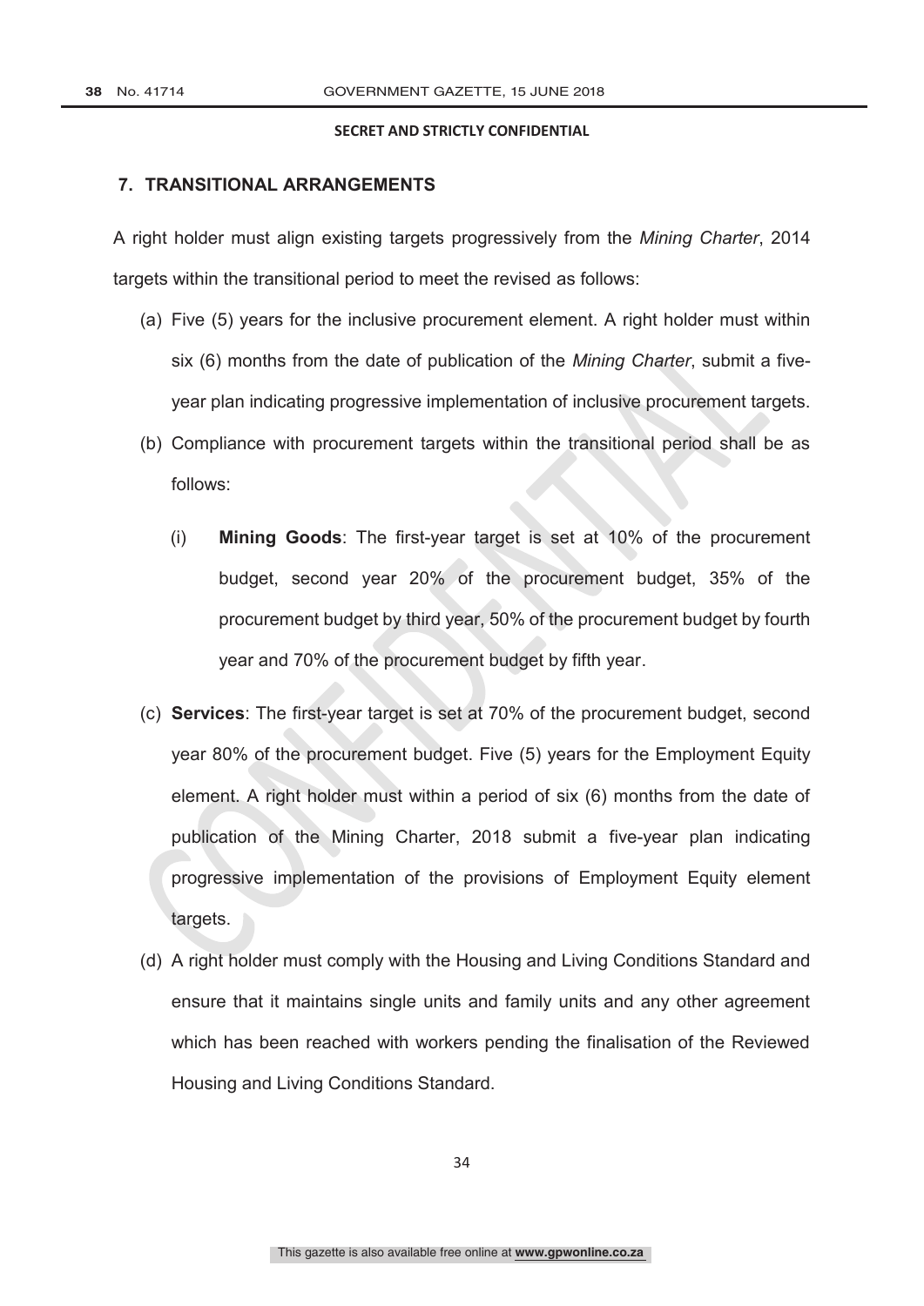SECRET AND STRICTLY CONFIDENTIAL

## 7. TRANSITIONAL ARRANGEMENTS

A right holder must align existing targets progressively from the *Mining Charter*, 2014 targets within the transitional period to meet the revised as follows:

(a) Five (5) years for the inclusive procurement element. A right holder must within six (6) months from the date of publication of the *Mining Charter*, submit a five-year plan indicating progressive implementation of inclusive procurement targets.

(b) Compliance with procurement targets within the transitional period shall be as follows:

   (i) **Mining Goods**: The first-year target is set at 10% of the procurement budget, second year 20% of the procurement budget, 35% of the procurement budget by third year, 50% of the procurement budget by fourth year and 70% of the procurement budget by fifth year.

(c) **Services**: The first-year target is set at 70% of the procurement budget, second year 80% of the procurement budget. Five (5) years for the Employment Equity element. A right holder must within a period of six (6) months from the date of publication of the Mining Charter, 2018 submit a five-year plan indicating progressive implementation of the provisions of Employment Equity element targets.

(d) A right holder must comply with the Housing and Living Conditions Standard and ensure that it maintains single units and family units and any other agreement which has been reached with workers pending the finalisation of the Reviewed Housing and Living Conditions Standard.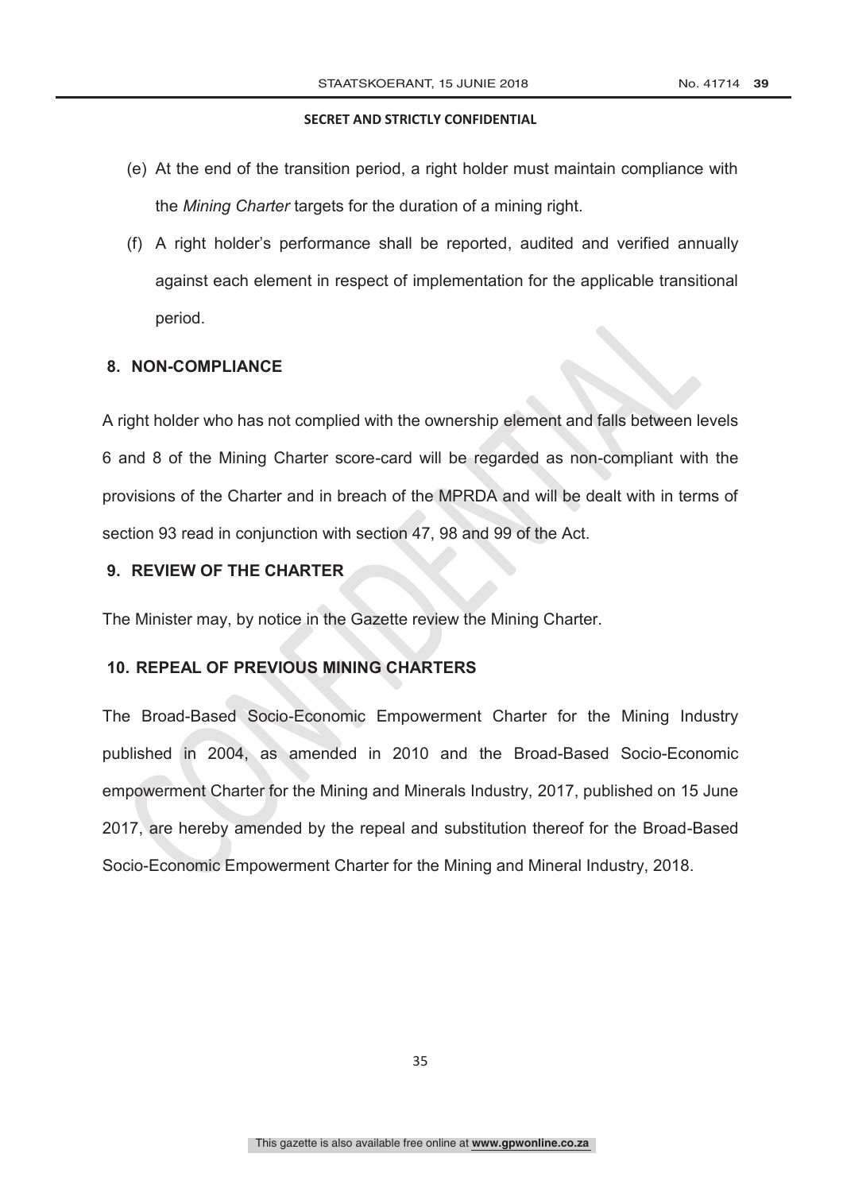**SECRET AND STRICTLY CONFIDENTIAL**

(e) At the end of the transition period, a right holder must maintain compliance with the *Mining Charter* targets for the duration of a mining right.

(f) A right holder's performance shall be reported, audited and verified annually against each element in respect of implementation for the applicable transitional period.

## 8. NON-COMPLIANCE

A right holder who has not complied with the ownership element and falls between levels 6 and 8 of the Mining Charter score-card will be regarded as non-compliant with the provisions of the Charter and in breach of the MPRDA and will be dealt with in terms of section 93 read in conjunction with section 47, 98 and 99 of the Act.

## 9. REVIEW OF THE CHARTER

The Minister may, by notice in the Gazette review the Mining Charter.

## 10. REPEAL OF PREVIOUS MINING CHARTERS

The Broad-Based Socio-Economic Empowerment Charter for the Mining Industry published in 2004, as amended in 2010 and the Broad-Based Socio-Economic empowerment Charter for the Mining and Minerals Industry, 2017, published on 15 June 2017, are hereby amended by the repeal and substitution thereof for the Broad-Based Socio-Economic Empowerment Charter for the Mining and Mineral Industry, 2018.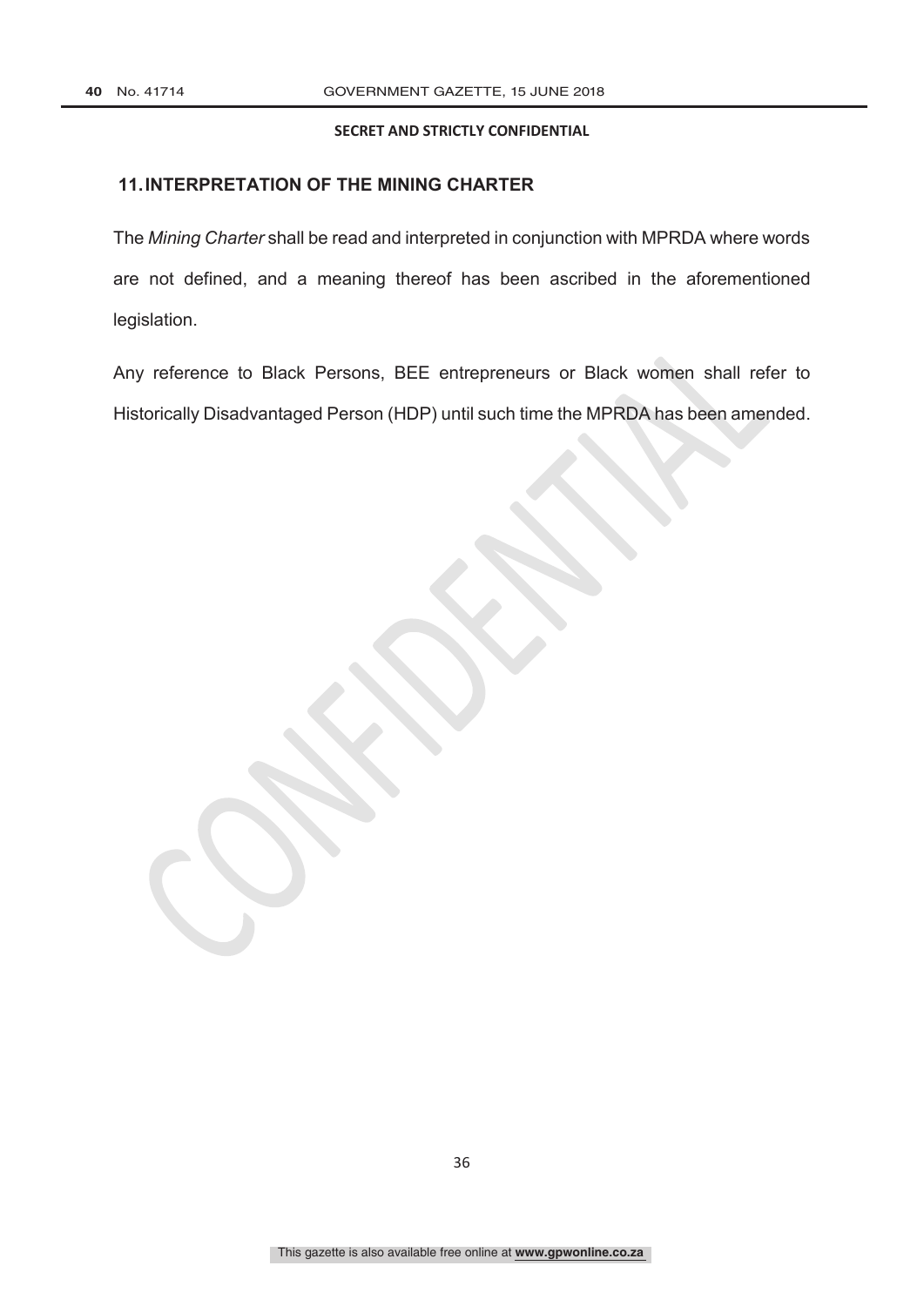## 11. INTERPRETATION OF THE MINING CHARTER

The *Mining Charter* shall be read and interpreted in conjunction with MPRDA where words are not defined, and a meaning thereof has been ascribed in the aforementioned legislation.

Any reference to Black Persons, BEE entrepreneurs or Black women shall refer to Historically Disadvantaged Person (HDP) until such time the MPRDA has been amended.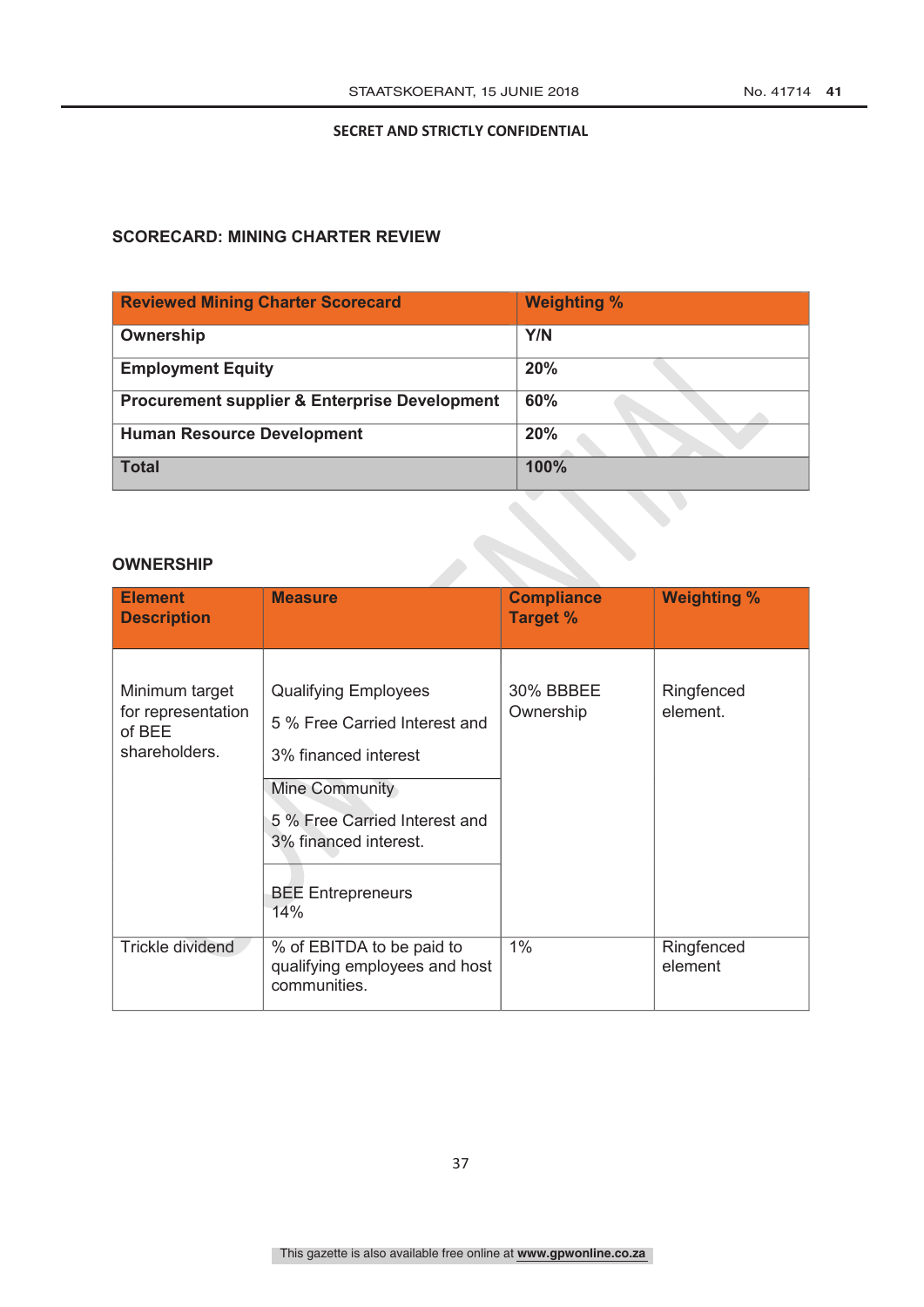SECRET AND STRICTLY CONFIDENTIAL

## SCORECARD: MINING CHARTER REVIEW

| Reviewed Mining Charter Scorecard | Weighting % |
|---|---|
| Ownership | Y/N |
| Employment Equity | 20% |
| Procurement supplier & Enterprise Development | 60% |
| Human Resource Development | 20% |
| Total | 100% |

## OWNERSHIP

| Element Description | Measure | Compliance Target % | Weighting % |
|---|---|---|---|
| Minimum target for representation of BEE shareholders. | Qualifying Employees<br>5 % Free Carried Interest and<br>3% financed interest | 30% BBBEE Ownership | Ringfenced element. |
| | Mine Community<br>5 % Free Carried Interest and 3% financed interest. | | |
| | BEE Entrepreneurs 14% | | |
| Trickle dividend | % of EBITDA to be paid to qualifying employees and host communities. | 1% | Ringfenced element |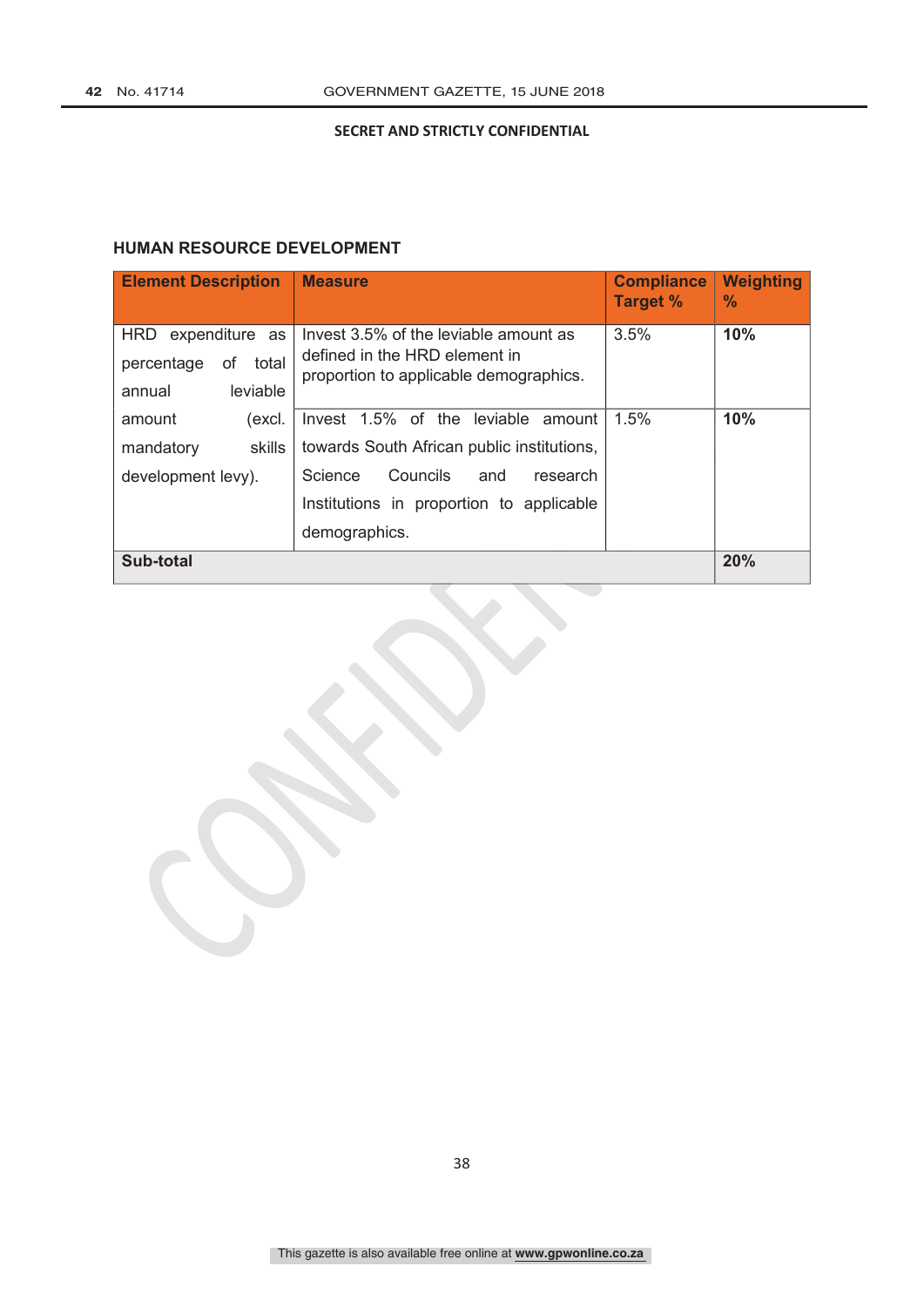SECRET AND STRICTLY CONFIDENTIAL

## HUMAN RESOURCE DEVELOPMENT

| Element Description | Measure | Compliance Target % | Weighting % |
|---|---|---|---|
| HRD expenditure as percentage of total annual leviable amount (excl. mandatory skills development levy). | Invest 3.5% of the leviable amount as defined in the HRD element in proportion to applicable demographics. | 3.5% | **10%** |
| | Invest 1.5% of the leviable amount towards South African public institutions, Science Councils and research Institutions in proportion to applicable demographics. | 1.5% | **10%** |
| **Sub-total** | | | **20%** |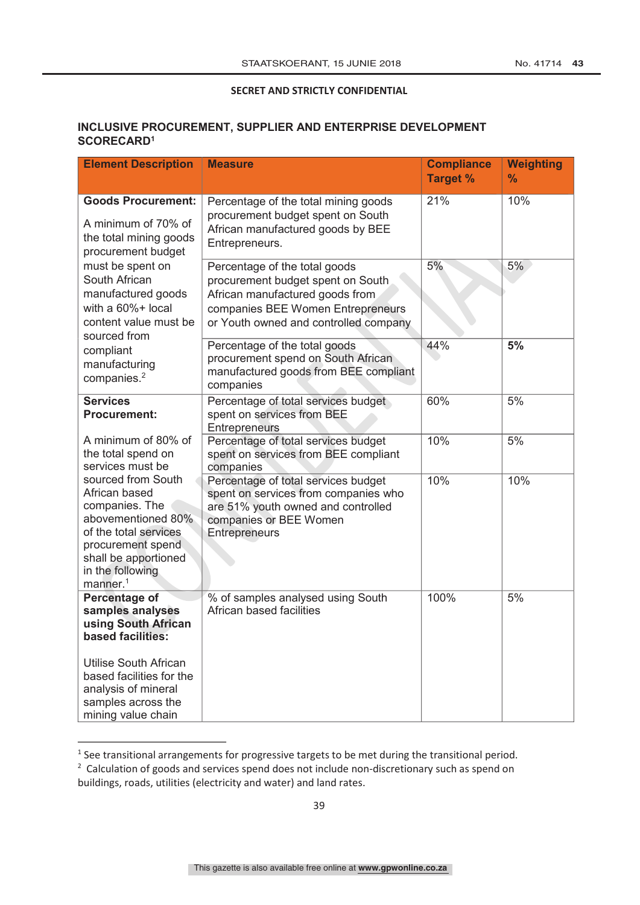SECRET AND STRICTLY CONFIDENTIAL

## INCLUSIVE PROCUREMENT, SUPPLIER AND ENTERPRISE DEVELOPMENT SCORECARD[1]

| Element Description | Measure | Compliance Target % | Weighting % |
|---|---|---|---|
| **Goods Procurement:** A minimum of 70% of the total mining goods procurement budget must be spent on South African manufactured goods with a 60%+ local content value must be sourced from compliant manufacturing companies.[2] | Percentage of the total mining goods procurement budget spent on South African manufactured goods by BEE Entrepreneurs. | 21% | 10% |
| | Percentage of the total goods procurement budget spent on South African manufactured goods from companies BEE Women Entrepreneurs or Youth owned and controlled company | 5% | 5% |
| | Percentage of the total goods procurement spend on South African manufactured goods from BEE compliant companies | 44% | **5%** |
| **Services Procurement:** A minimum of 80% of the total spend on services must be sourced from South African based companies. The abovementioned 80% of the total services procurement spend shall be apportioned in the following manner.[1] | Percentage of total services budget spent on services from BEE Entrepreneurs | 60% | 5% |
| | Percentage of total services budget spent on services from BEE compliant companies | 10% | 5% |
| | Percentage of total services budget spent on services from companies who are 51% youth owned and controlled companies or BEE Women Entrepreneurs | 10% | 10% |
| **Percentage of samples analyses using South African based facilities:** Utilise South African based facilities for the analysis of mineral samples across the mining value chain | % of samples analysed using South African based facilities | 100% | 5% |

[1] See transitional arrangements for progressive targets to be met during the transitional period.

[2] Calculation of goods and services spend does not include non-discretionary such as spend on buildings, roads, utilities (electricity and water) and land rates.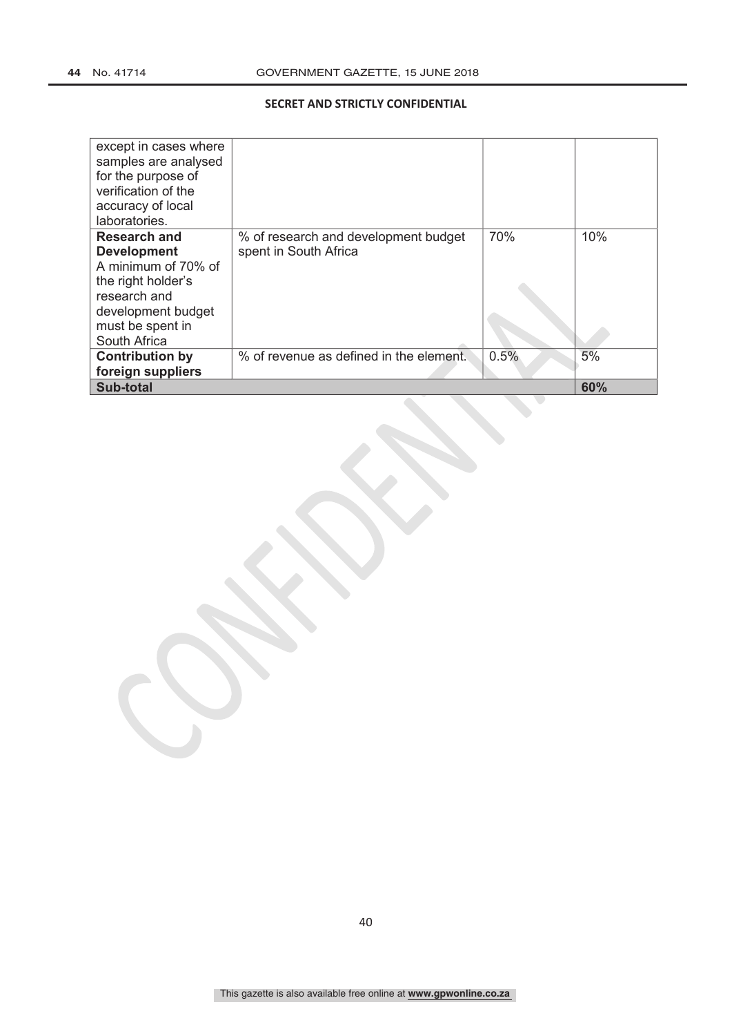**SECRET AND STRICTLY CONFIDENTIAL**

| | | | |
|---|---|---|---|
| except in cases where samples are analysed for the purpose of verification of the accuracy of local laboratories. | | | |
| **Research and Development** A minimum of 70% of the right holder's research and development budget must be spent in South Africa | % of research and development budget spent in South Africa | 70% | 10% |
| **Contribution by foreign suppliers** | % of revenue as defined in the element. | 0.5% | 5% |
| **Sub-total** | | | **60%** |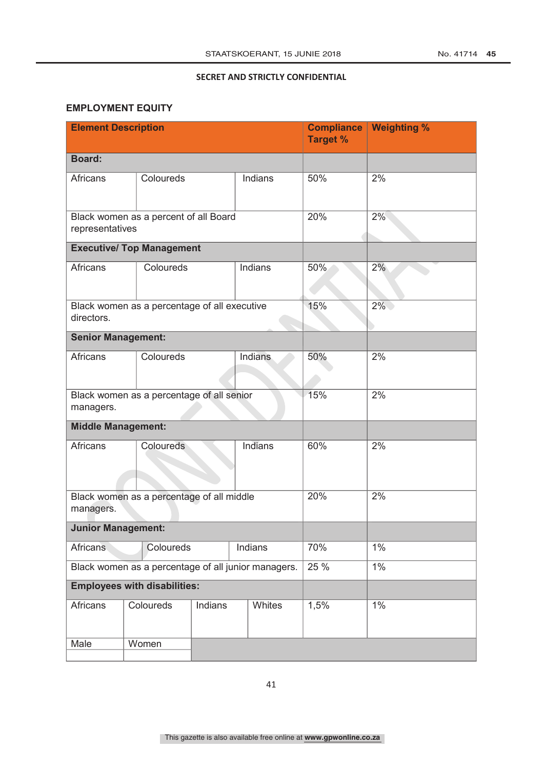SECRET AND STRICTLY CONFIDENTIAL

## EMPLOYMENT EQUITY

| Element Description | | | | Compliance Target % | Weighting % |
|---|---|---|---|---|---|
| **Board:** | | | | | |
| Africans | Coloureds | Indians | | 50% | 2% |
| Black women as a percent of all Board representatives | | | | 20% | 2% |
| **Executive/ Top Management** | | | | | |
| Africans | Coloureds | Indians | | 50% | 2% |
| Black women as a percentage of all executive directors. | | | | 15% | 2% |
| **Senior Management:** | | | | | |
| Africans | Coloureds | Indians | | 50% | 2% |
| Black women as a percentage of all senior managers. | | | | 15% | 2% |
| **Middle Management:** | | | | | |
| Africans | Coloureds | Indians | | 60% | 2% |
| Black women as a percentage of all middle managers. | | | | 20% | 2% |
| **Junior Management:** | | | | | |
| Africans | Coloureds | Indians | | 70% | 1% |
| Black women as a percentage of all junior managers. | | | | 25 % | 1% |
| **Employees with disabilities:** | | | | | |
| Africans | Coloureds | Indians | Whites | 1,5% | 1% |
| Male | Women | | | | |
| | | | | | |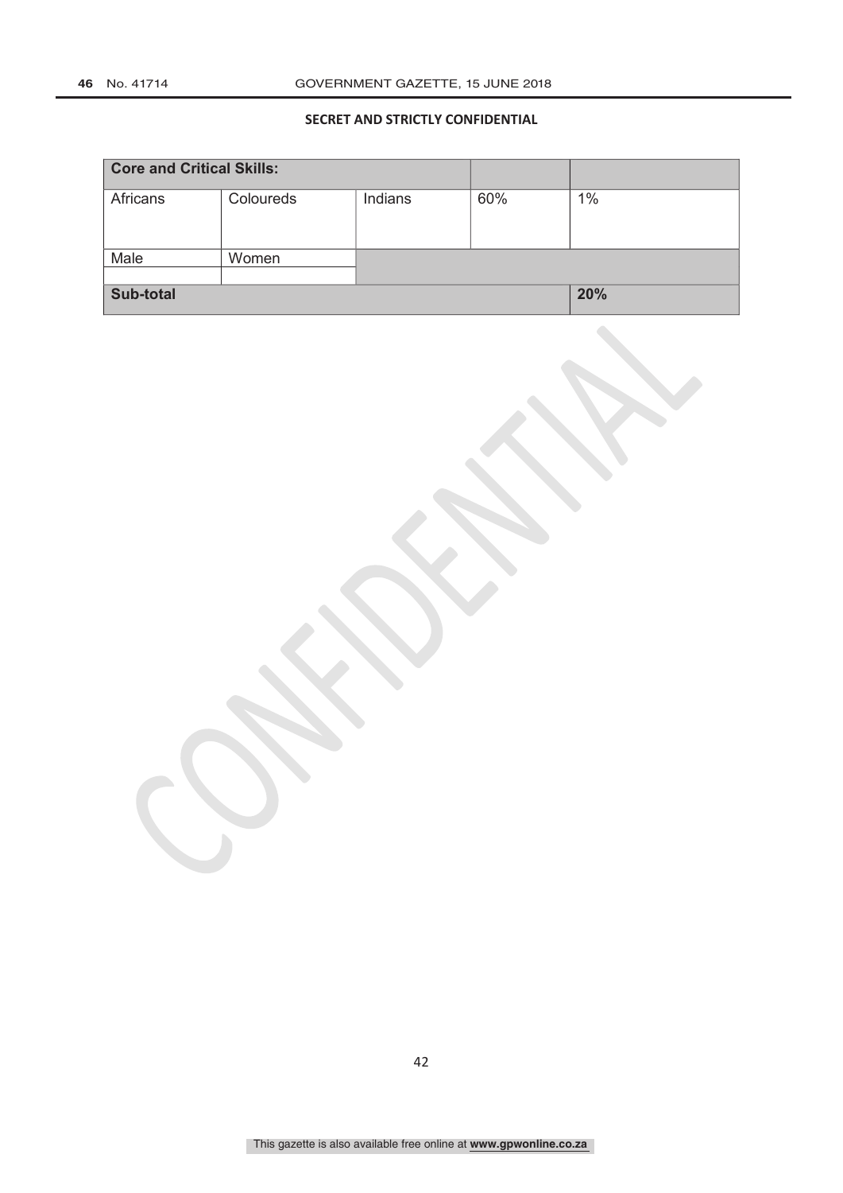**SECRET AND STRICTLY CONFIDENTIAL**

| **Core and Critical Skills:** | | | | |
|---|---|---|---|---|
| Africans | Coloureds | Indians | 60% | 1% |
| Male | Women | | | |
| | | | | |
| **Sub-total** | | | | **20%** |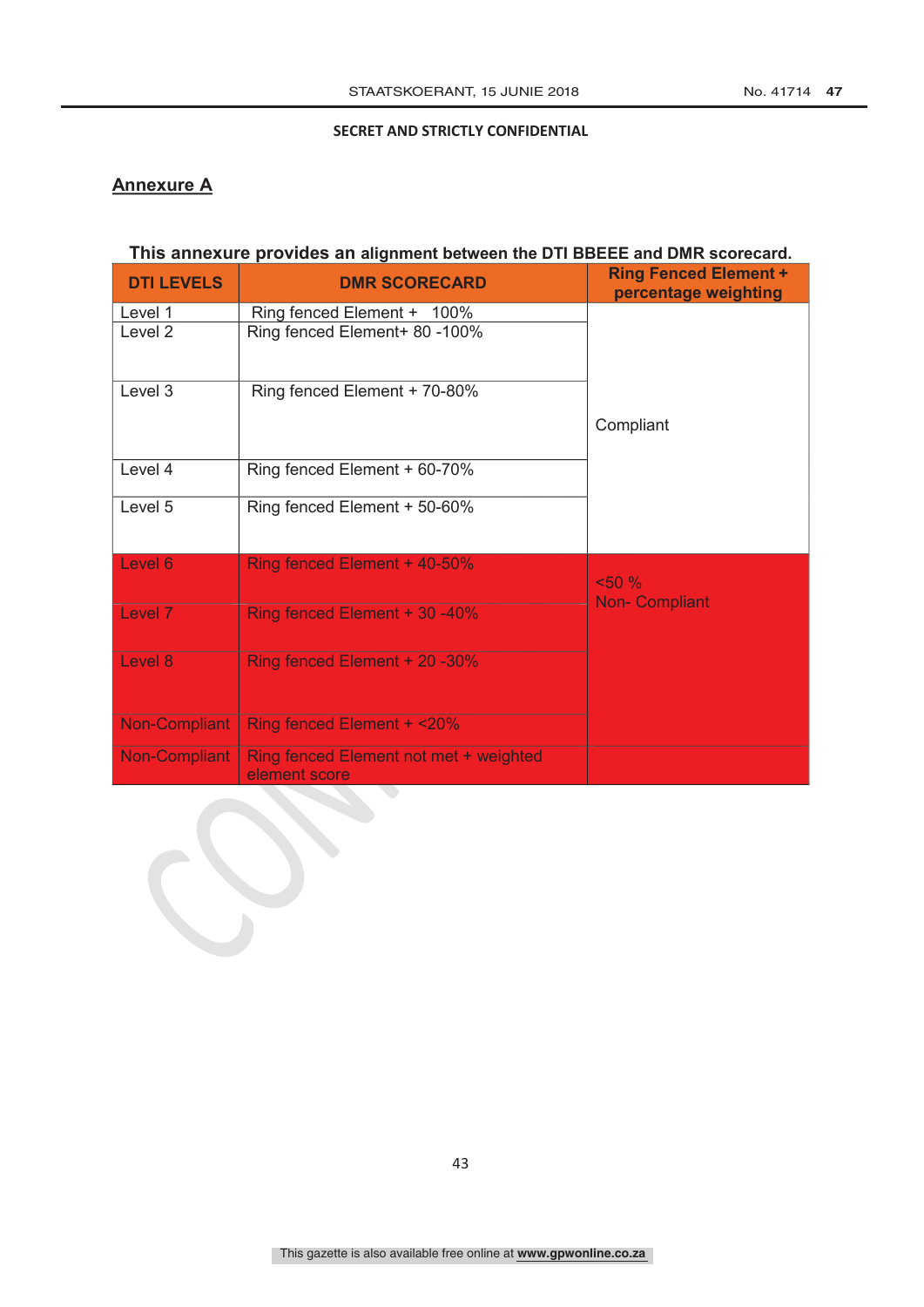SECRET AND STRICTLY CONFIDENTIAL

## Annexure A

**This annexure provides an alignment between the DTI BBEEE and DMR scorecard.**

| DTI LEVELS | DMR SCORECARD | Ring Fenced Element + percentage weighting |
|---|---|---|
| Level 1 | Ring fenced Element + 100% | Compliant |
| Level 2 | Ring fenced Element+ 80 -100% | |
| Level 3 | Ring fenced Element + 70-80% | |
| Level 4 | Ring fenced Element + 60-70% | |
| Level 5 | Ring fenced Element + 50-60% | |
| Level 6 | Ring fenced Element + 40-50% | <50 % Non- Compliant |
| Level 7 | Ring fenced Element + 30 -40% | |
| Level 8 | Ring fenced Element + 20 -30% | |
| Non-Compliant | Ring fenced Element + <20% | |
| Non-Compliant | Ring fenced Element not met + weighted element score | |